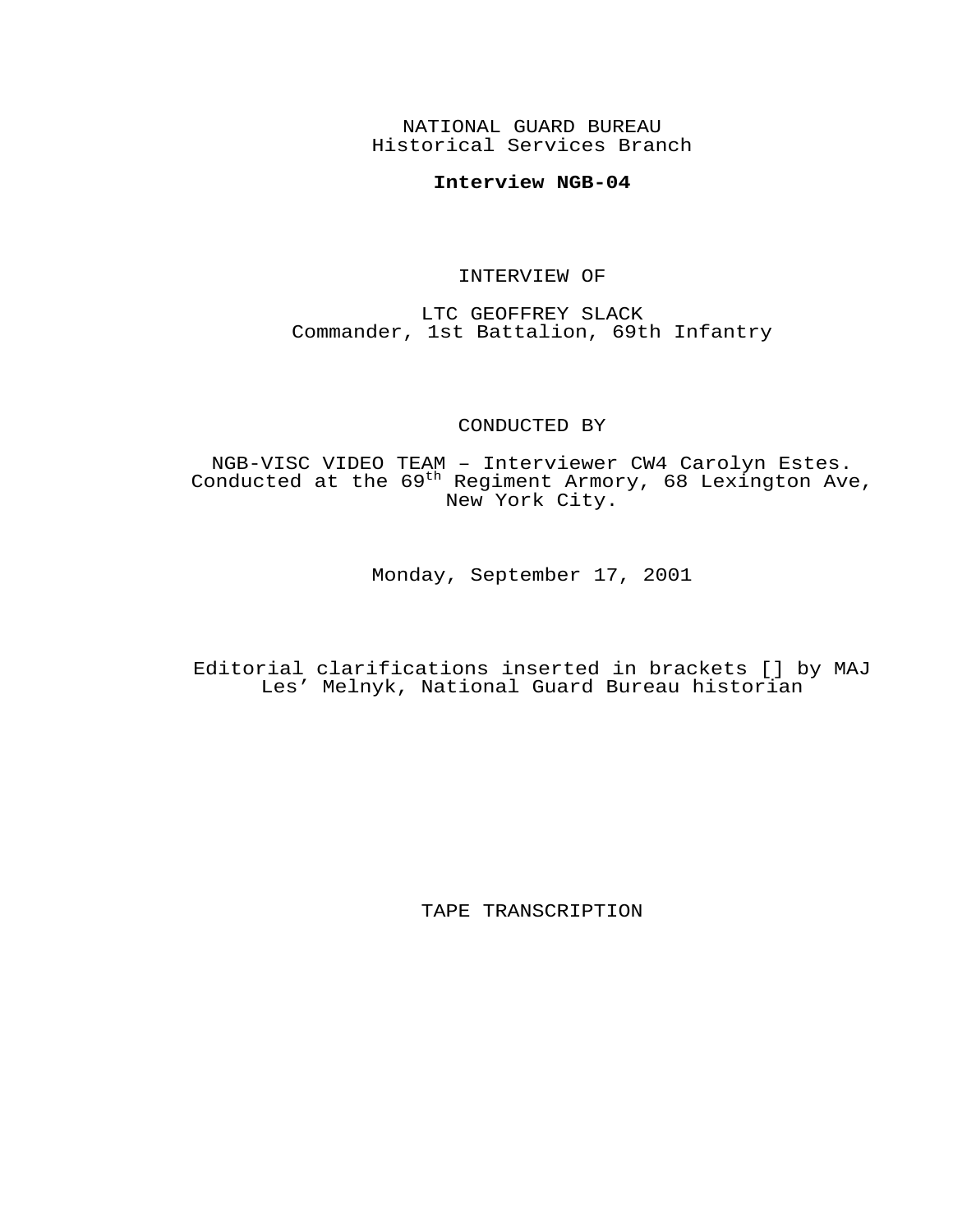NATIONAL GUARD BUREAU
Historical Services Branch

**Interview NGB-04**

INTERVIEW OF

LTC GEOFFREY SLACK
Commander, 1st Battalion, 69th Infantry

CONDUCTED BY

NGB-VISC VIDEO TEAM – Interviewer CW4 Carolyn Estes. Conducted at the 69th Regiment Armory, 68 Lexington Ave, New York City.

Monday, September 17, 2001

Editorial clarifications inserted in brackets [] by MAJ Les' Melnyk, National Guard Bureau historian

TAPE TRANSCRIPTION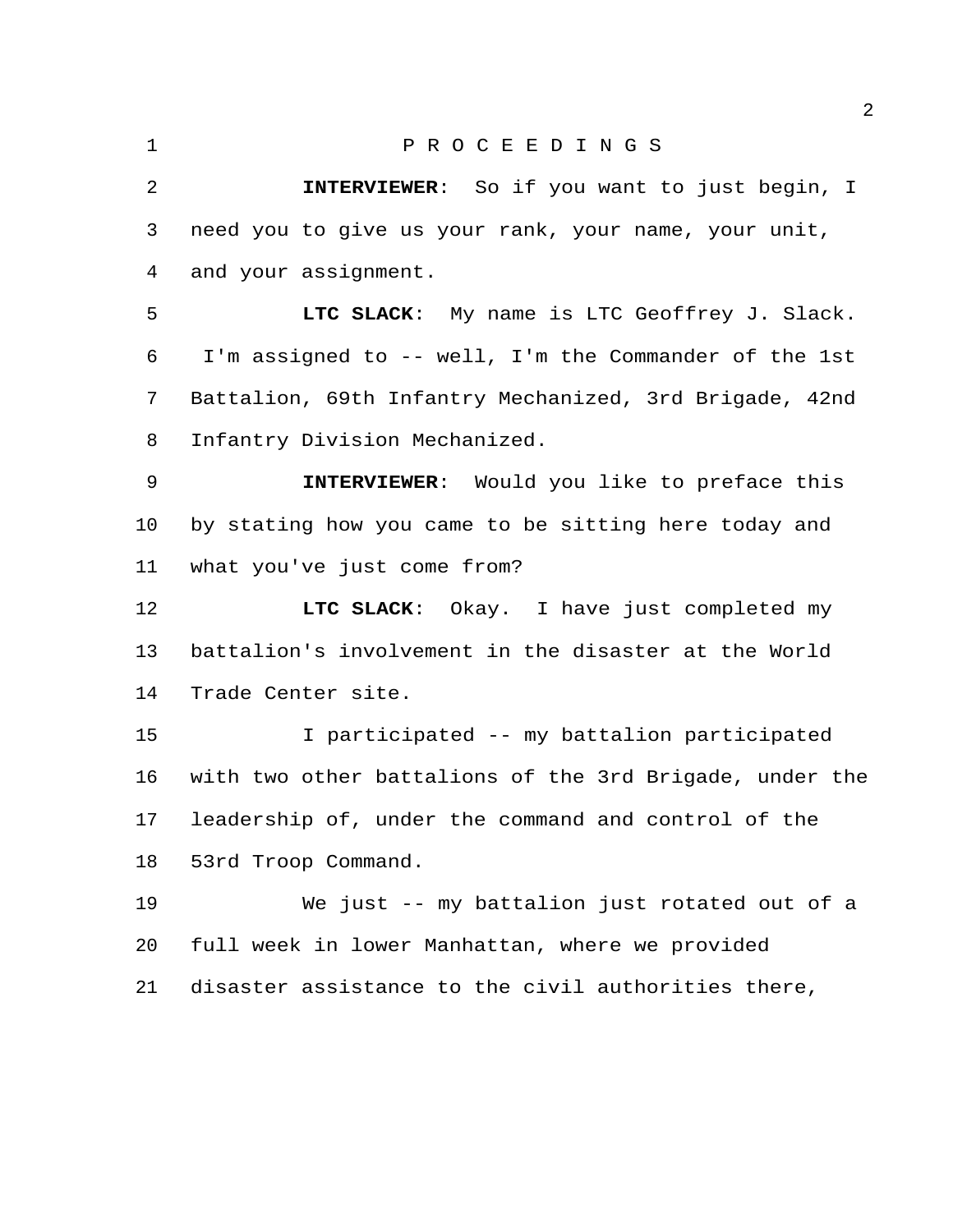P R O C E E D I N G S

**INTERVIEWER**: So if you want to just begin, I need you to give us your rank, your name, your unit, and your assignment.

**LTC SLACK**: My name is LTC Geoffrey J. Slack. I'm assigned to -- well, I'm the Commander of the 1st Battalion, 69th Infantry Mechanized, 3rd Brigade, 42nd Infantry Division Mechanized.

**INTERVIEWER**: Would you like to preface this by stating how you came to be sitting here today and what you've just come from?

**LTC SLACK**: Okay. I have just completed my battalion's involvement in the disaster at the World Trade Center site.

I participated -- my battalion participated with two other battalions of the 3rd Brigade, under the leadership of, under the command and control of the 53rd Troop Command.

We just -- my battalion just rotated out of a full week in lower Manhattan, where we provided disaster assistance to the civil authorities there,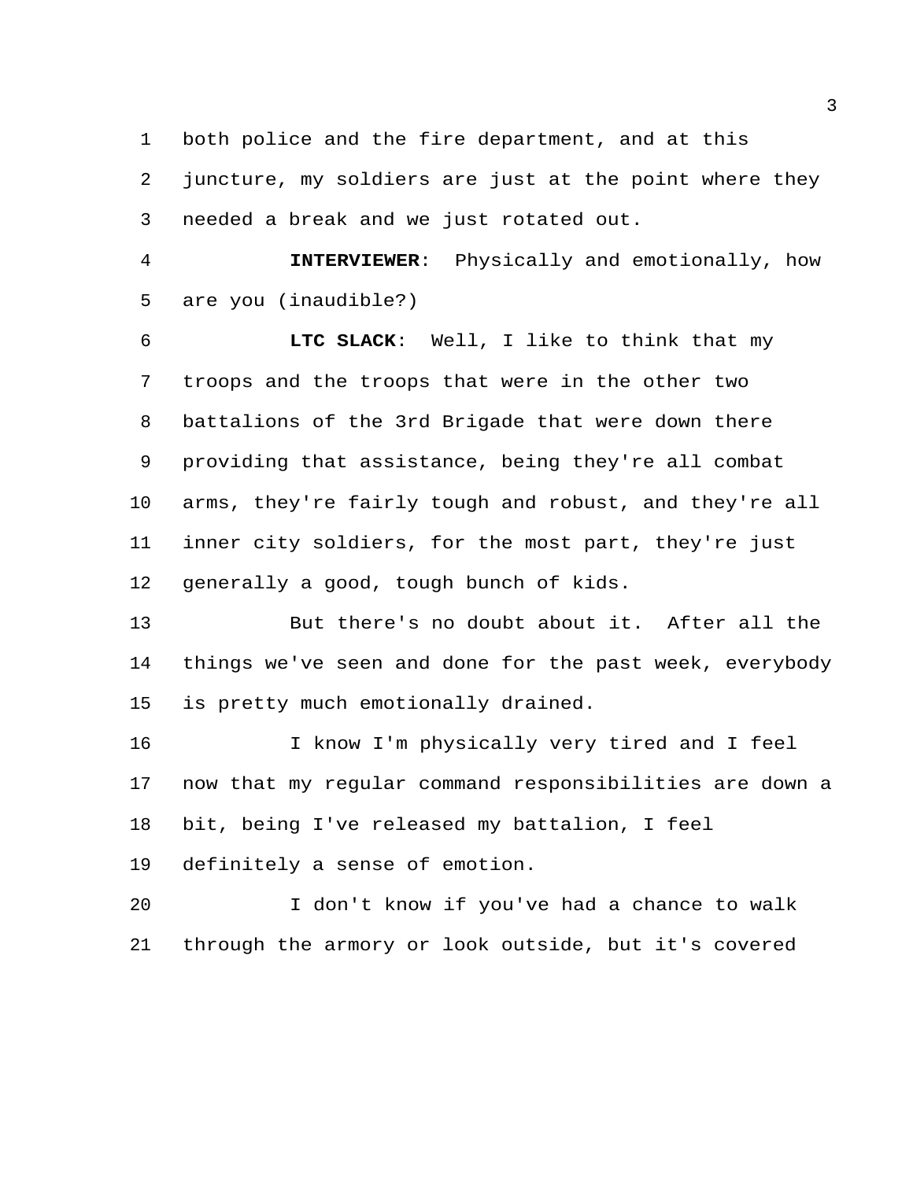both police and the fire department, and at this juncture, my soldiers are just at the point where they needed a break and we just rotated out.

**INTERVIEWER**: Physically and emotionally, how are you (inaudible?)

**LTC SLACK**: Well, I like to think that my troops and the troops that were in the other two battalions of the 3rd Brigade that were down there providing that assistance, being they're all combat arms, they're fairly tough and robust, and they're all inner city soldiers, for the most part, they're just generally a good, tough bunch of kids.

But there's no doubt about it. After all the things we've seen and done for the past week, everybody is pretty much emotionally drained.

I know I'm physically very tired and I feel now that my regular command responsibilities are down a bit, being I've released my battalion, I feel definitely a sense of emotion.

I don't know if you've had a chance to walk through the armory or look outside, but it's covered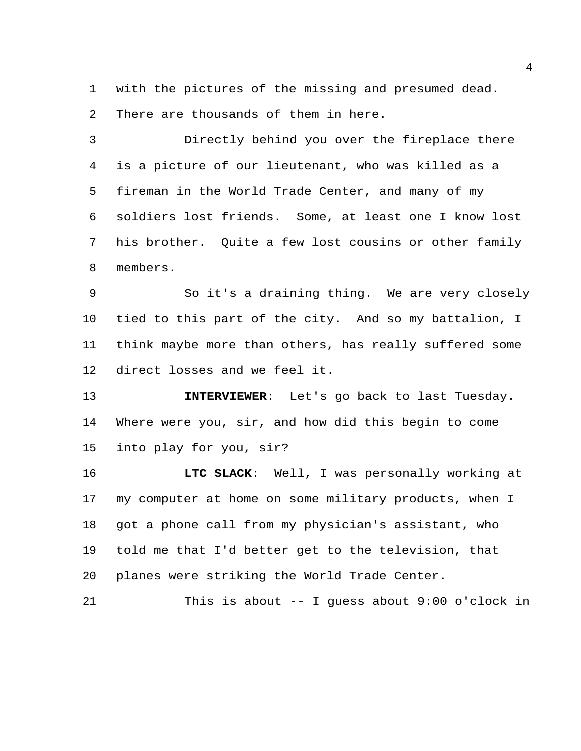with the pictures of the missing and presumed dead. There are thousands of them in here.

Directly behind you over the fireplace there is a picture of our lieutenant, who was killed as a fireman in the World Trade Center, and many of my soldiers lost friends. Some, at least one I know lost his brother. Quite a few lost cousins or other family members.

So it's a draining thing. We are very closely tied to this part of the city. And so my battalion, I think maybe more than others, has really suffered some direct losses and we feel it.

**INTERVIEWER**: Let's go back to last Tuesday. Where were you, sir, and how did this begin to come into play for you, sir?

**LTC SLACK**: Well, I was personally working at my computer at home on some military products, when I got a phone call from my physician's assistant, who told me that I'd better get to the television, that planes were striking the World Trade Center.

This is about -- I guess about 9:00 o'clock in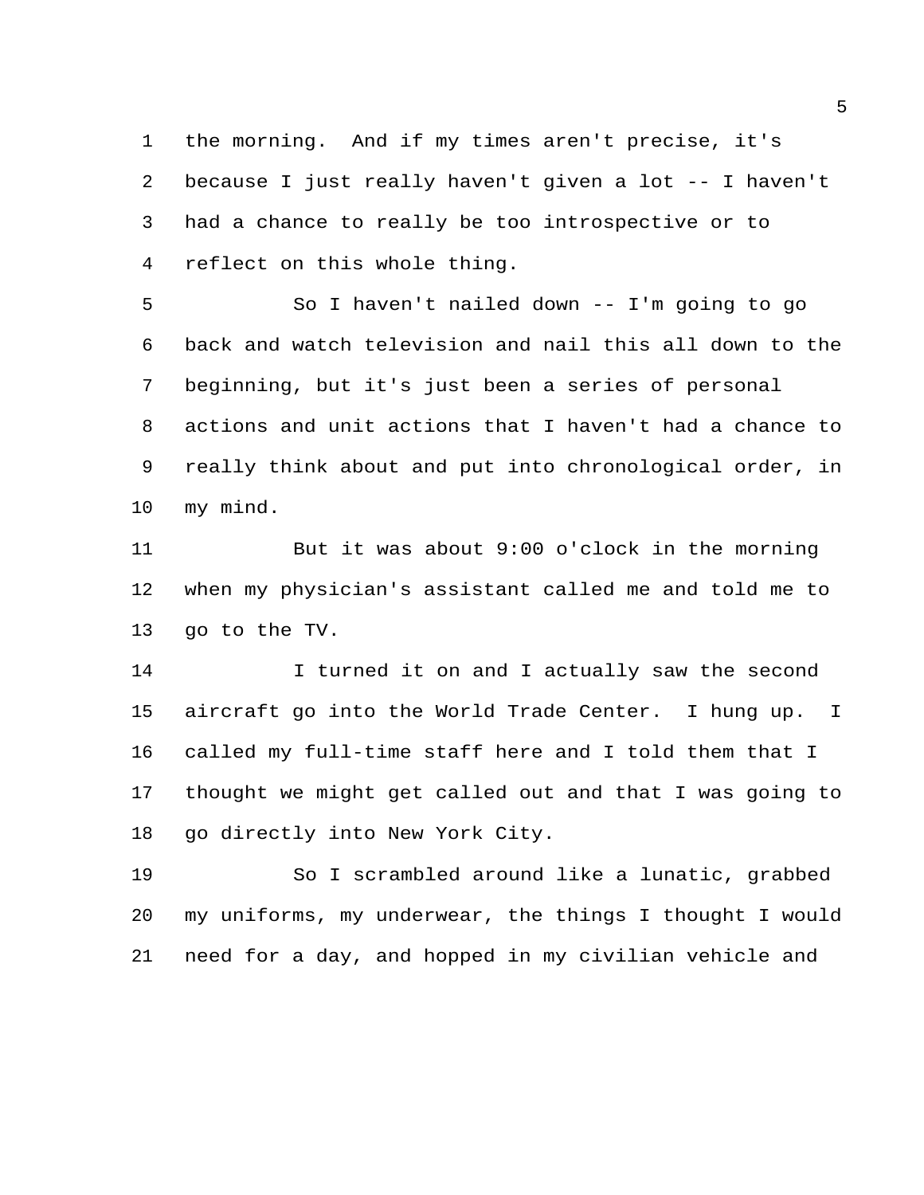the morning. And if my times aren't precise, it's because I just really haven't given a lot -- I haven't had a chance to really be too introspective or to reflect on this whole thing.

So I haven't nailed down -- I'm going to go back and watch television and nail this all down to the beginning, but it's just been a series of personal actions and unit actions that I haven't had a chance to really think about and put into chronological order, in my mind.

But it was about 9:00 o'clock in the morning when my physician's assistant called me and told me to go to the TV.

I turned it on and I actually saw the second aircraft go into the World Trade Center. I hung up. I called my full-time staff here and I told them that I thought we might get called out and that I was going to go directly into New York City.

So I scrambled around like a lunatic, grabbed my uniforms, my underwear, the things I thought I would need for a day, and hopped in my civilian vehicle and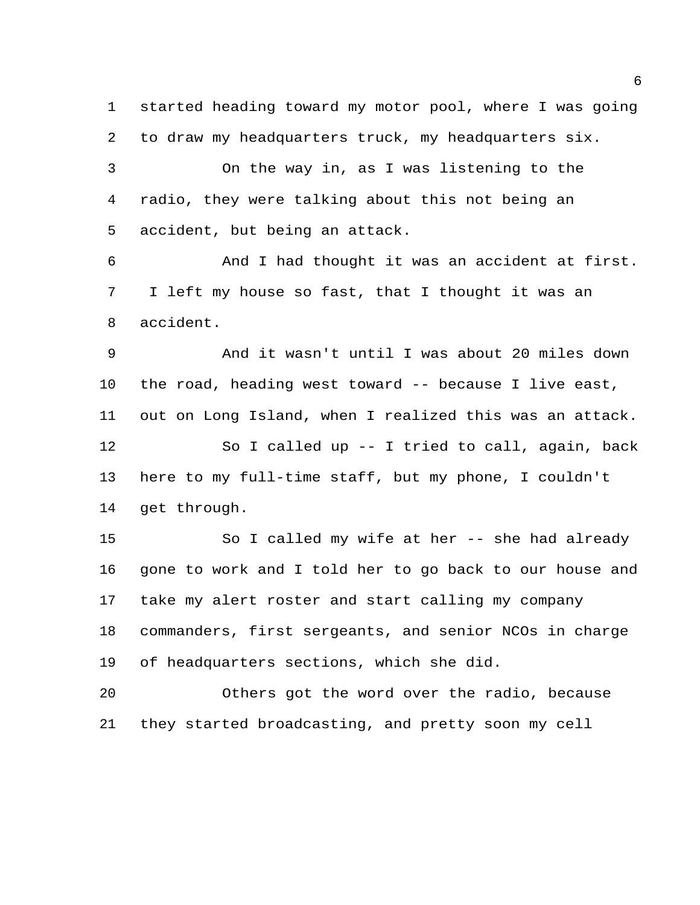started heading toward my motor pool, where I was going to draw my headquarters truck, my headquarters six.

On the way in, as I was listening to the radio, they were talking about this not being an accident, but being an attack.

And I had thought it was an accident at first. I left my house so fast, that I thought it was an accident.

And it wasn't until I was about 20 miles down the road, heading west toward -- because I live east, out on Long Island, when I realized this was an attack.

So I called up -- I tried to call, again, back here to my full-time staff, but my phone, I couldn't get through.

So I called my wife at her -- she had already gone to work and I told her to go back to our house and take my alert roster and start calling my company commanders, first sergeants, and senior NCOs in charge of headquarters sections, which she did.

Others got the word over the radio, because they started broadcasting, and pretty soon my cell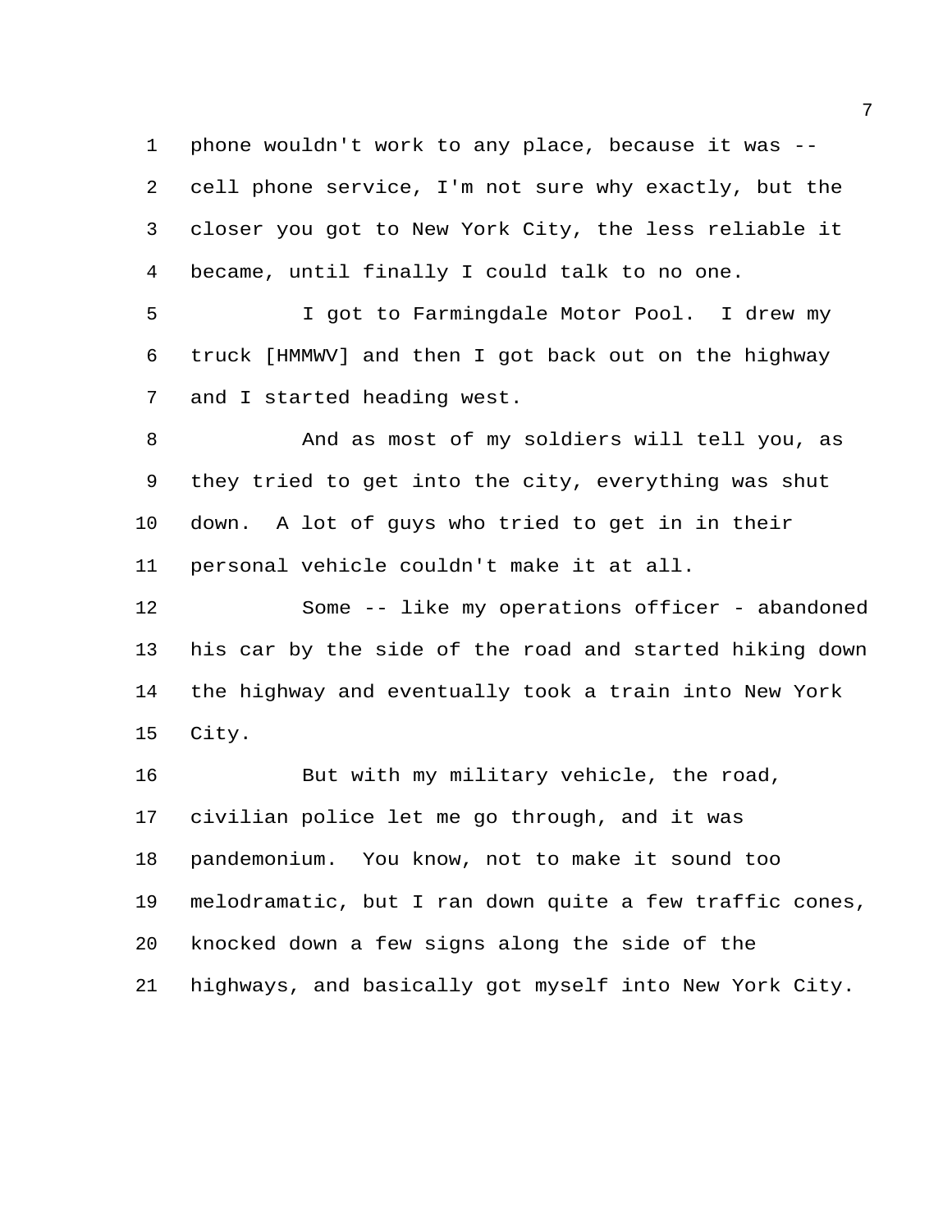phone wouldn't work to any place, because it was -- cell phone service, I'm not sure why exactly, but the closer you got to New York City, the less reliable it became, until finally I could talk to no one.

I got to Farmingdale Motor Pool. I drew my truck [HMMWV] and then I got back out on the highway and I started heading west.

And as most of my soldiers will tell you, as they tried to get into the city, everything was shut down. A lot of guys who tried to get in in their personal vehicle couldn't make it at all.

Some -- like my operations officer - abandoned his car by the side of the road and started hiking down the highway and eventually took a train into New York City.

But with my military vehicle, the road, civilian police let me go through, and it was pandemonium. You know, not to make it sound too melodramatic, but I ran down quite a few traffic cones, knocked down a few signs along the side of the highways, and basically got myself into New York City.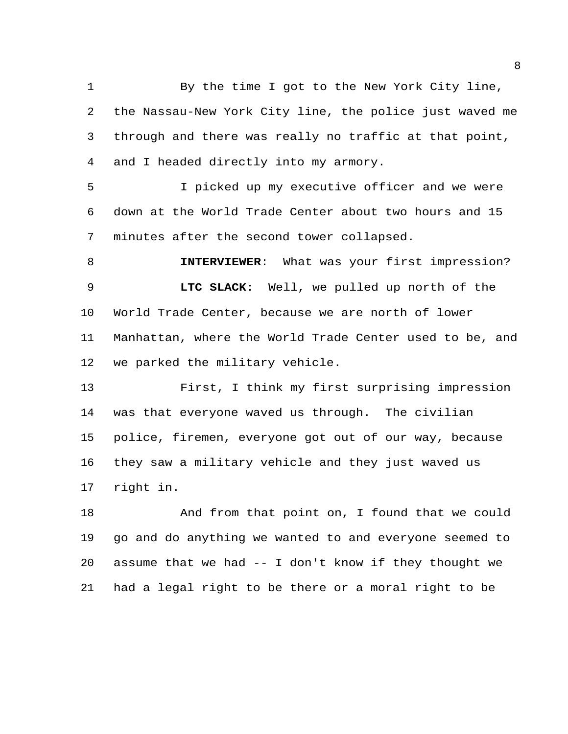By the time I got to the New York City line, the Nassau-New York City line, the police just waved me through and there was really no traffic at that point, and I headed directly into my armory.

I picked up my executive officer and we were down at the World Trade Center about two hours and 15 minutes after the second tower collapsed.

**INTERVIEWER**: What was your first impression?

**LTC SLACK**: Well, we pulled up north of the World Trade Center, because we are north of lower Manhattan, where the World Trade Center used to be, and we parked the military vehicle.

First, I think my first surprising impression was that everyone waved us through. The civilian police, firemen, everyone got out of our way, because they saw a military vehicle and they just waved us right in.

And from that point on, I found that we could go and do anything we wanted to and everyone seemed to assume that we had -- I don't know if they thought we had a legal right to be there or a moral right to be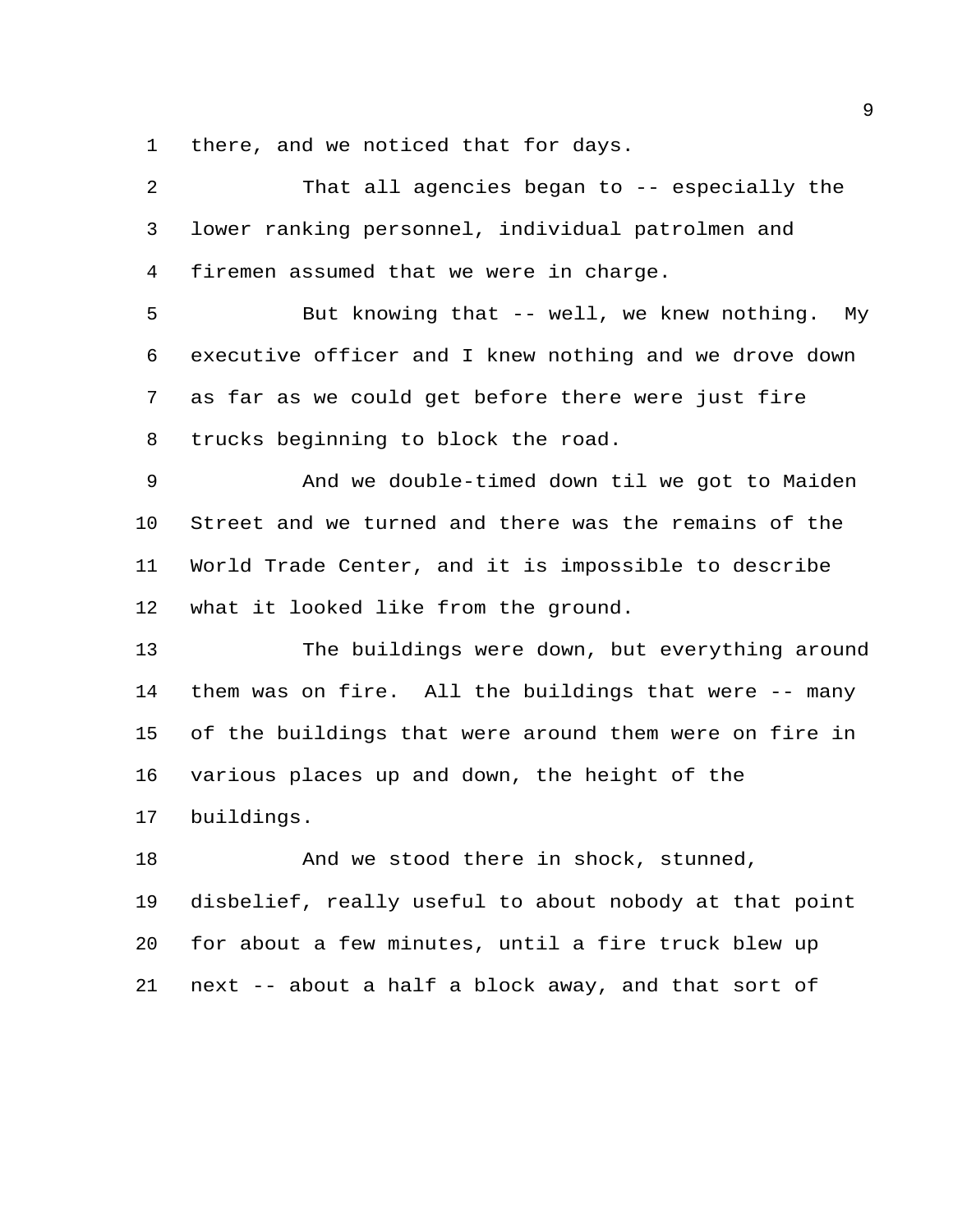there, and we noticed that for days.

That all agencies began to -- especially the lower ranking personnel, individual patrolmen and firemen assumed that we were in charge.

But knowing that -- well, we knew nothing. My executive officer and I knew nothing and we drove down as far as we could get before there were just fire trucks beginning to block the road.

And we double-timed down til we got to Maiden Street and we turned and there was the remains of the World Trade Center, and it is impossible to describe what it looked like from the ground.

The buildings were down, but everything around them was on fire. All the buildings that were -- many of the buildings that were around them were on fire in various places up and down, the height of the buildings.

And we stood there in shock, stunned, disbelief, really useful to about nobody at that point for about a few minutes, until a fire truck blew up next -- about a half a block away, and that sort of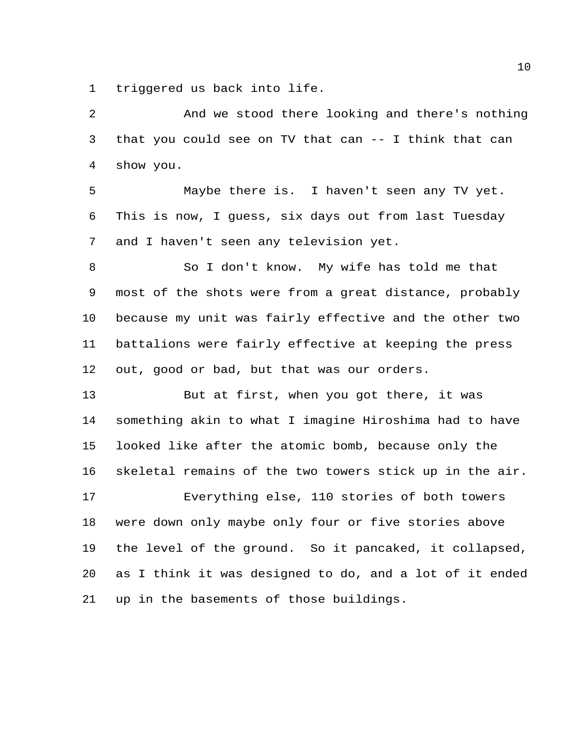triggered us back into life.

And we stood there looking and there's nothing that you could see on TV that can -- I think that can show you.

Maybe there is. I haven't seen any TV yet. This is now, I guess, six days out from last Tuesday and I haven't seen any television yet.

So I don't know. My wife has told me that most of the shots were from a great distance, probably because my unit was fairly effective and the other two battalions were fairly effective at keeping the press out, good or bad, but that was our orders.

But at first, when you got there, it was something akin to what I imagine Hiroshima had to have looked like after the atomic bomb, because only the skeletal remains of the two towers stick up in the air.

Everything else, 110 stories of both towers were down only maybe only four or five stories above the level of the ground. So it pancaked, it collapsed, as I think it was designed to do, and a lot of it ended up in the basements of those buildings.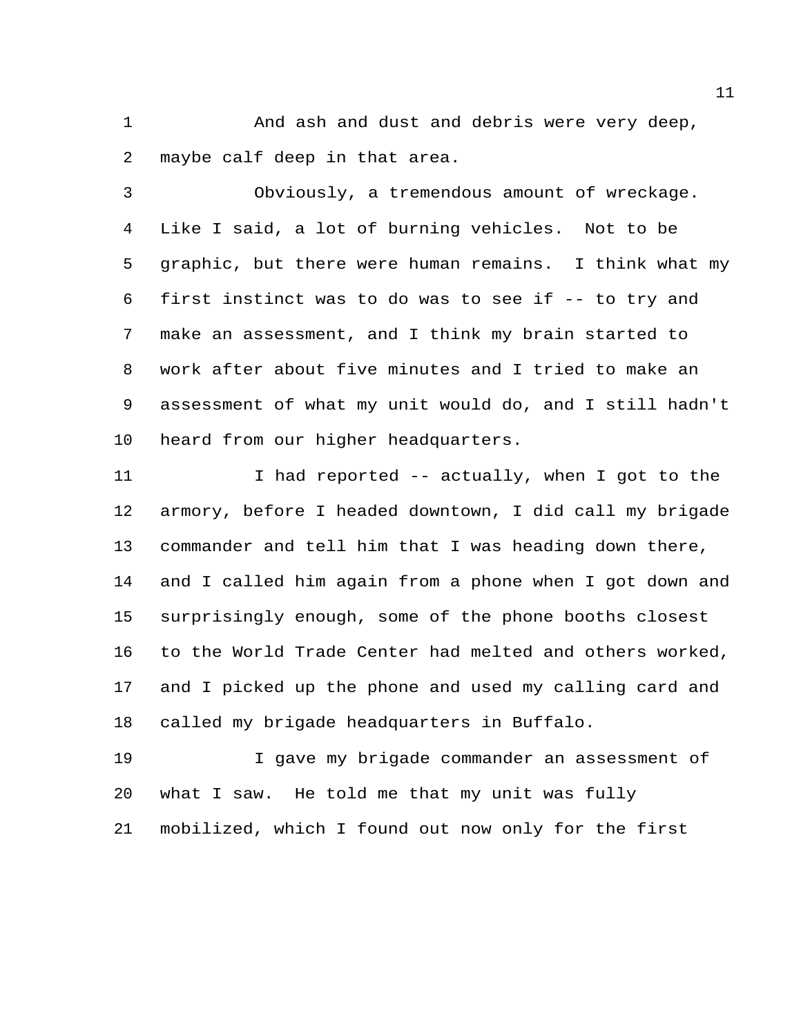And ash and dust and debris were very deep, maybe calf deep in that area.

Obviously, a tremendous amount of wreckage. Like I said, a lot of burning vehicles. Not to be graphic, but there were human remains. I think what my first instinct was to do was to see if -- to try and make an assessment, and I think my brain started to work after about five minutes and I tried to make an assessment of what my unit would do, and I still hadn't heard from our higher headquarters.

I had reported -- actually, when I got to the armory, before I headed downtown, I did call my brigade commander and tell him that I was heading down there, and I called him again from a phone when I got down and surprisingly enough, some of the phone booths closest to the World Trade Center had melted and others worked, and I picked up the phone and used my calling card and called my brigade headquarters in Buffalo.

I gave my brigade commander an assessment of what I saw. He told me that my unit was fully mobilized, which I found out now only for the first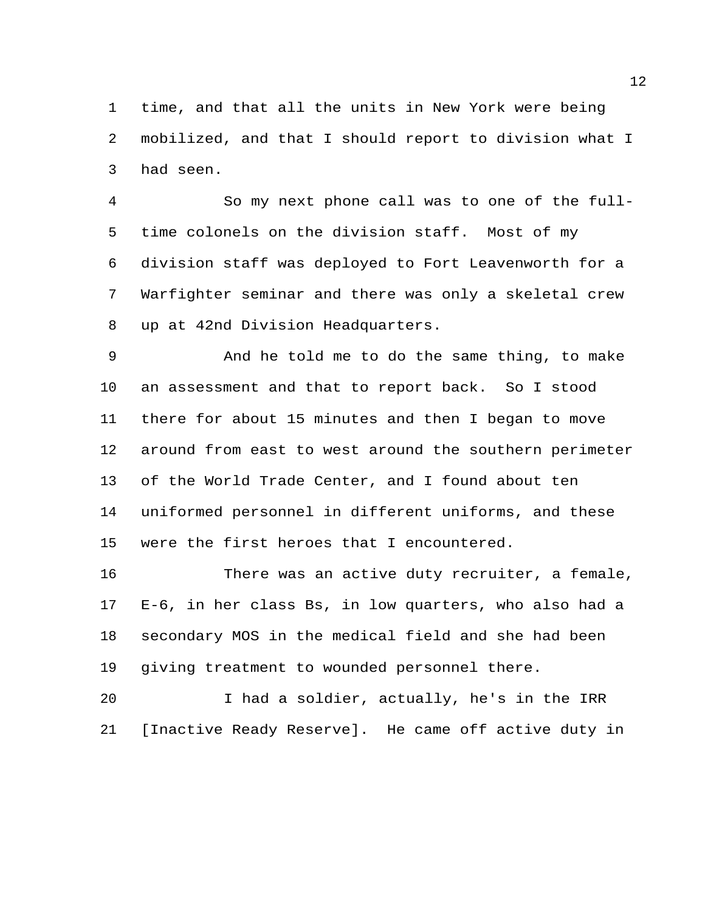time, and that all the units in New York were being mobilized, and that I should report to division what I had seen.

So my next phone call was to one of the full-time colonels on the division staff. Most of my division staff was deployed to Fort Leavenworth for a Warfighter seminar and there was only a skeletal crew up at 42nd Division Headquarters.

And he told me to do the same thing, to make an assessment and that to report back. So I stood there for about 15 minutes and then I began to move around from east to west around the southern perimeter of the World Trade Center, and I found about ten uniformed personnel in different uniforms, and these were the first heroes that I encountered.

There was an active duty recruiter, a female, E-6, in her class Bs, in low quarters, who also had a secondary MOS in the medical field and she had been giving treatment to wounded personnel there.

I had a soldier, actually, he's in the IRR [Inactive Ready Reserve]. He came off active duty in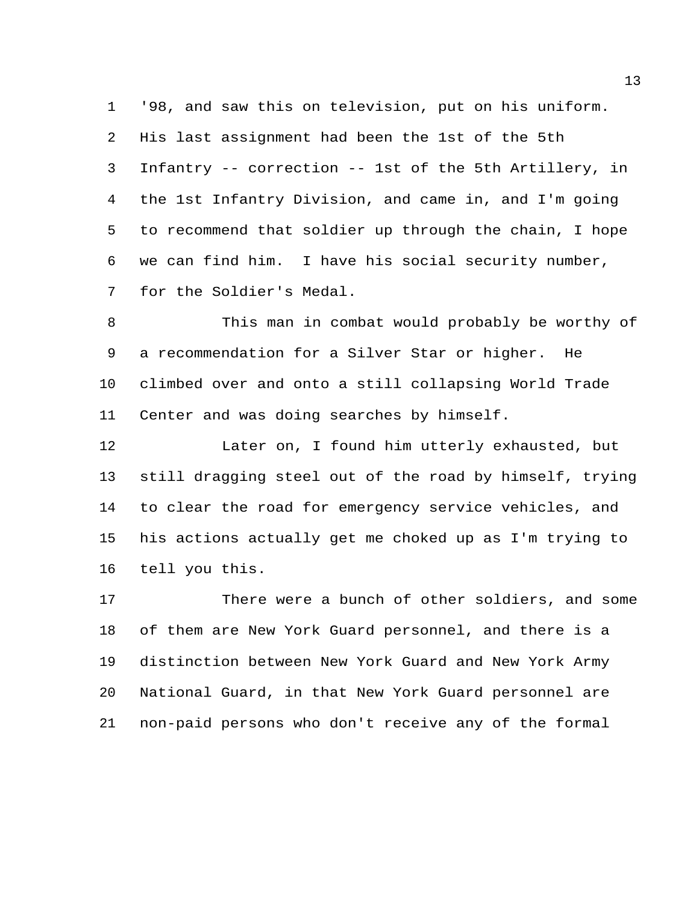'98, and saw this on television, put on his uniform. His last assignment had been the 1st of the 5th Infantry -- correction -- 1st of the 5th Artillery, in the 1st Infantry Division, and came in, and I'm going to recommend that soldier up through the chain, I hope we can find him. I have his social security number, for the Soldier's Medal.

This man in combat would probably be worthy of a recommendation for a Silver Star or higher. He climbed over and onto a still collapsing World Trade Center and was doing searches by himself.

Later on, I found him utterly exhausted, but still dragging steel out of the road by himself, trying to clear the road for emergency service vehicles, and his actions actually get me choked up as I'm trying to tell you this.

There were a bunch of other soldiers, and some of them are New York Guard personnel, and there is a distinction between New York Guard and New York Army National Guard, in that New York Guard personnel are non-paid persons who don't receive any of the formal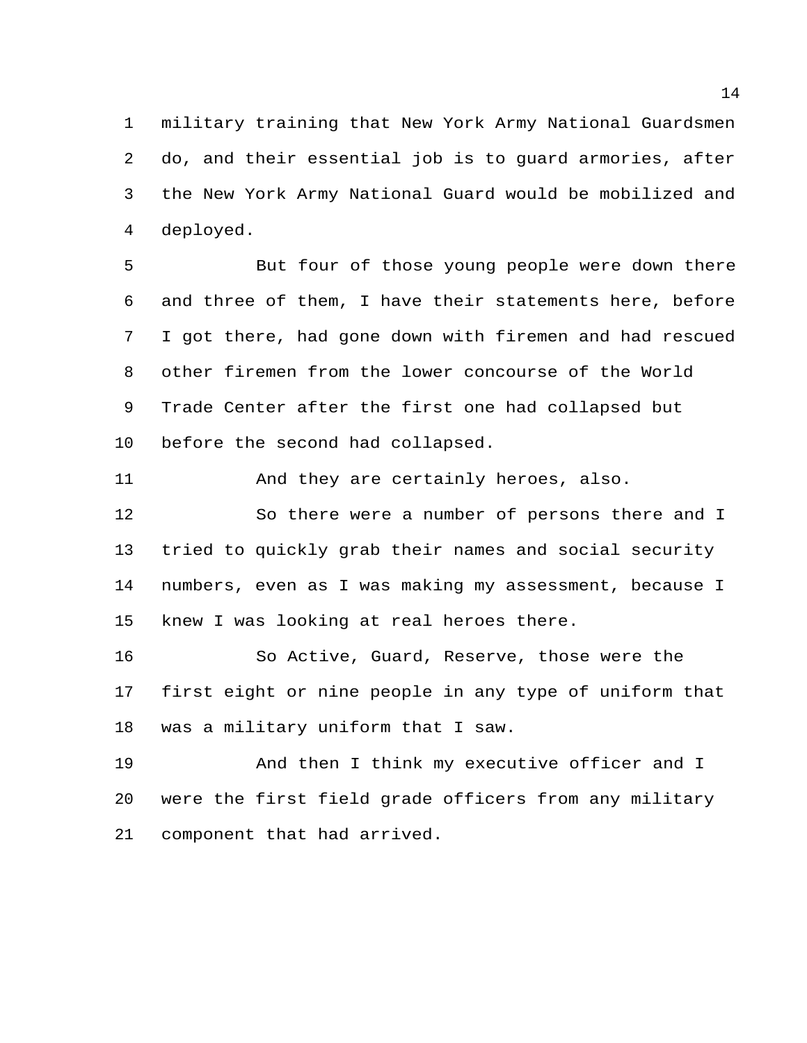military training that New York Army National Guardsmen do, and their essential job is to guard armories, after the New York Army National Guard would be mobilized and deployed.

But four of those young people were down there and three of them, I have their statements here, before I got there, had gone down with firemen and had rescued other firemen from the lower concourse of the World Trade Center after the first one had collapsed but before the second had collapsed.

And they are certainly heroes, also.

So there were a number of persons there and I tried to quickly grab their names and social security numbers, even as I was making my assessment, because I knew I was looking at real heroes there.

So Active, Guard, Reserve, those were the first eight or nine people in any type of uniform that was a military uniform that I saw.

And then I think my executive officer and I were the first field grade officers from any military component that had arrived.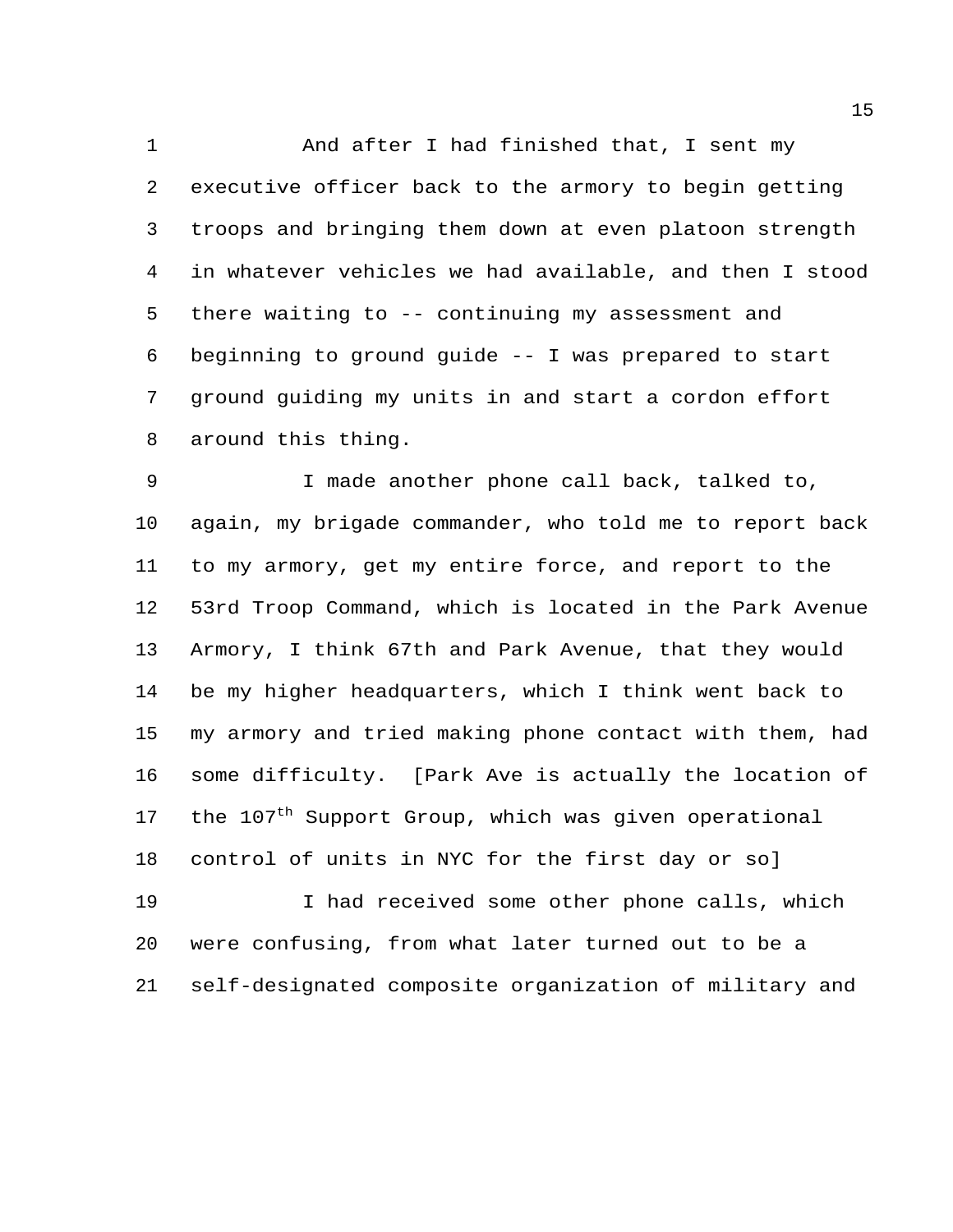And after I had finished that, I sent my executive officer back to the armory to begin getting troops and bringing them down at even platoon strength in whatever vehicles we had available, and then I stood there waiting to -- continuing my assessment and beginning to ground guide -- I was prepared to start ground guiding my units in and start a cordon effort around this thing.

I made another phone call back, talked to, again, my brigade commander, who told me to report back to my armory, get my entire force, and report to the 53rd Troop Command, which is located in the Park Avenue Armory, I think 67th and Park Avenue, that they would be my higher headquarters, which I think went back to my armory and tried making phone contact with them, had some difficulty. [Park Ave is actually the location of the 107th Support Group, which was given operational control of units in NYC for the first day or so]

I had received some other phone calls, which were confusing, from what later turned out to be a self-designated composite organization of military and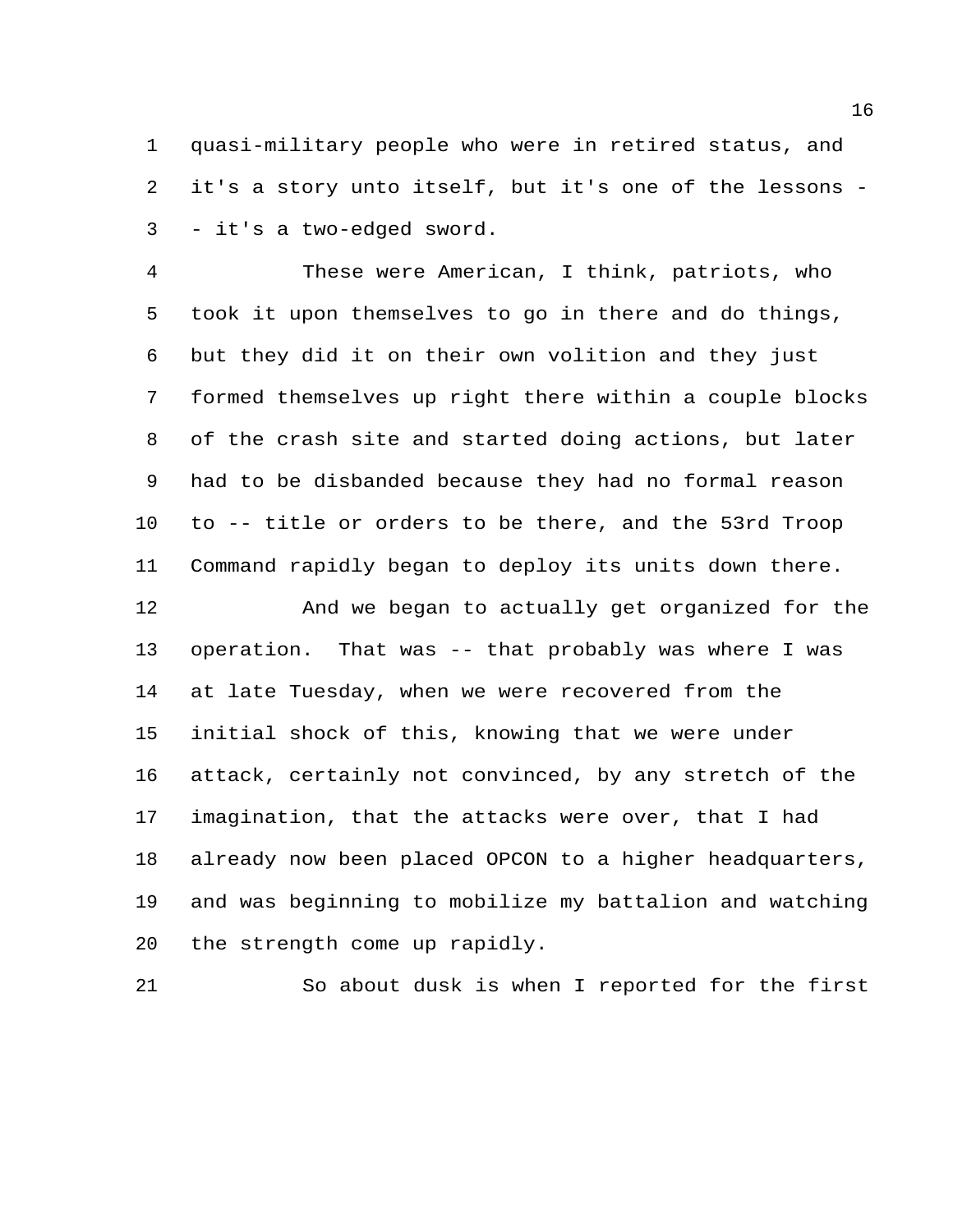quasi-military people who were in retired status, and it's a story unto itself, but it's one of the lessons -- it's a two-edged sword.

These were American, I think, patriots, who took it upon themselves to go in there and do things, but they did it on their own volition and they just formed themselves up right there within a couple blocks of the crash site and started doing actions, but later had to be disbanded because they had no formal reason to -- title or orders to be there, and the 53rd Troop Command rapidly began to deploy its units down there.

And we began to actually get organized for the operation. That was -- that probably was where I was at late Tuesday, when we were recovered from the initial shock of this, knowing that we were under attack, certainly not convinced, by any stretch of the imagination, that the attacks were over, that I had already now been placed OPCON to a higher headquarters, and was beginning to mobilize my battalion and watching the strength come up rapidly.

So about dusk is when I reported for the first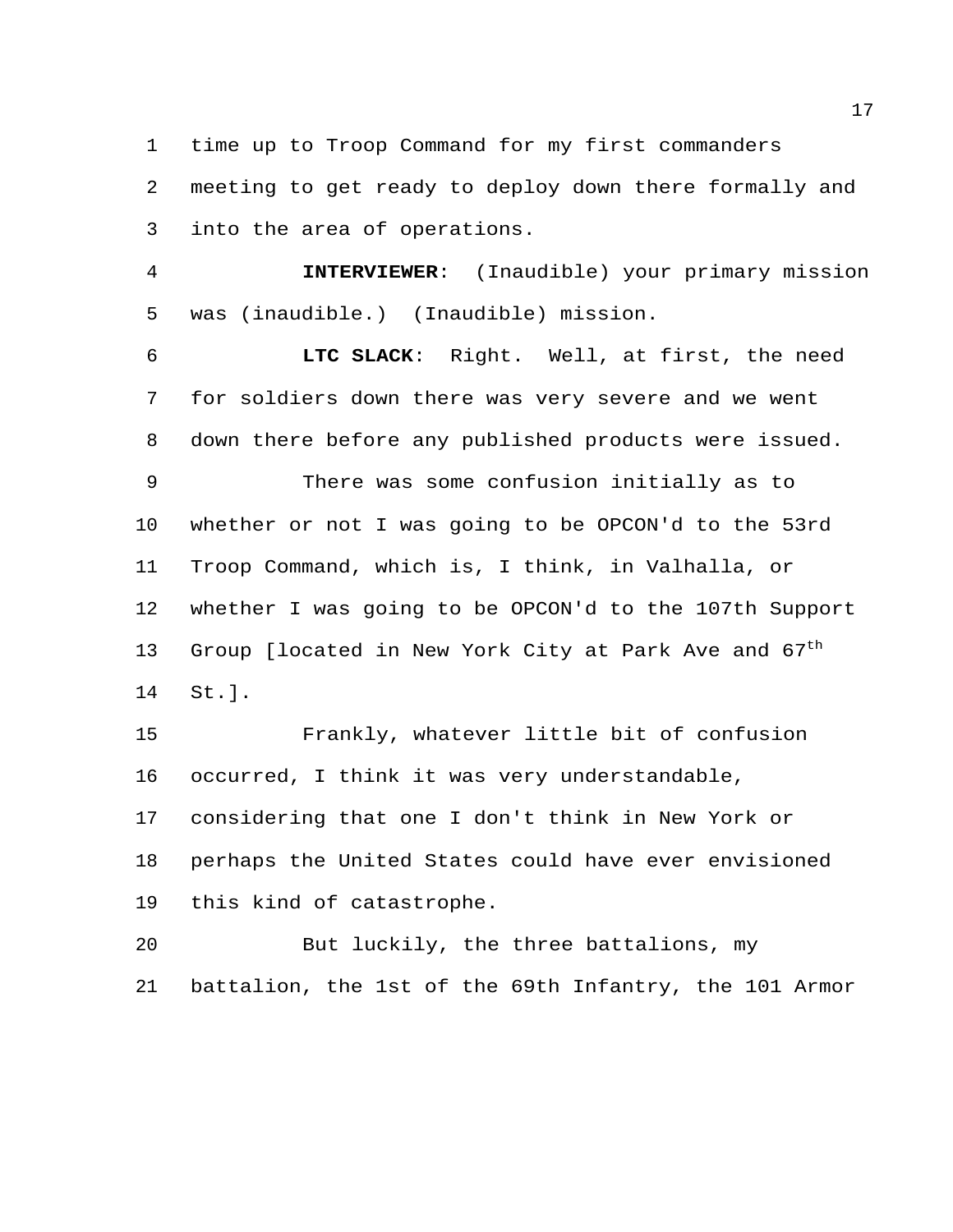time up to Troop Command for my first commanders meeting to get ready to deploy down there formally and into the area of operations.

**INTERVIEWER**: (Inaudible) your primary mission was (inaudible.) (Inaudible) mission.

**LTC SLACK**: Right. Well, at first, the need for soldiers down there was very severe and we went down there before any published products were issued.

There was some confusion initially as to whether or not I was going to be OPCON'd to the 53rd Troop Command, which is, I think, in Valhalla, or whether I was going to be OPCON'd to the 107th Support Group [located in New York City at Park Ave and 67th St.].

Frankly, whatever little bit of confusion occurred, I think it was very understandable, considering that one I don't think in New York or perhaps the United States could have ever envisioned this kind of catastrophe.

But luckily, the three battalions, my battalion, the 1st of the 69th Infantry, the 101 Armor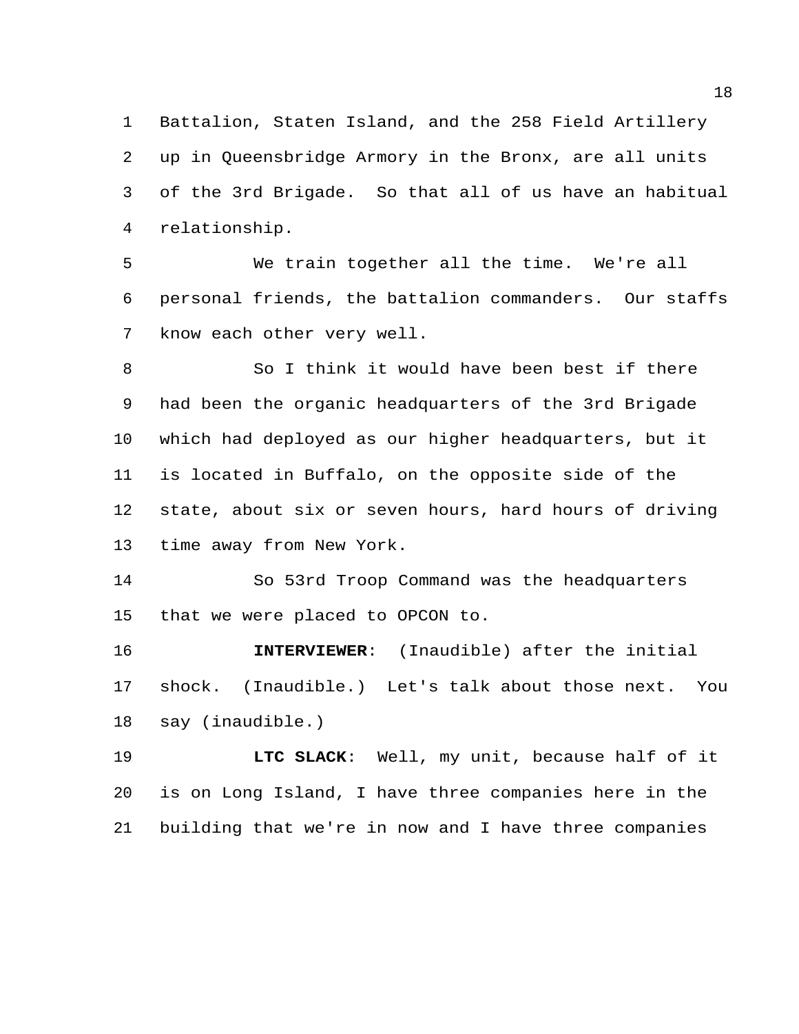Battalion, Staten Island, and the 258 Field Artillery up in Queensbridge Armory in the Bronx, are all units of the 3rd Brigade. So that all of us have an habitual relationship.

We train together all the time. We're all personal friends, the battalion commanders. Our staffs know each other very well.

So I think it would have been best if there had been the organic headquarters of the 3rd Brigade which had deployed as our higher headquarters, but it is located in Buffalo, on the opposite side of the state, about six or seven hours, hard hours of driving time away from New York.

So 53rd Troop Command was the headquarters that we were placed to OPCON to.

**INTERVIEWER**: (Inaudible) after the initial shock. (Inaudible.) Let's talk about those next. You say (inaudible.)

**LTC SLACK**: Well, my unit, because half of it is on Long Island, I have three companies here in the building that we're in now and I have three companies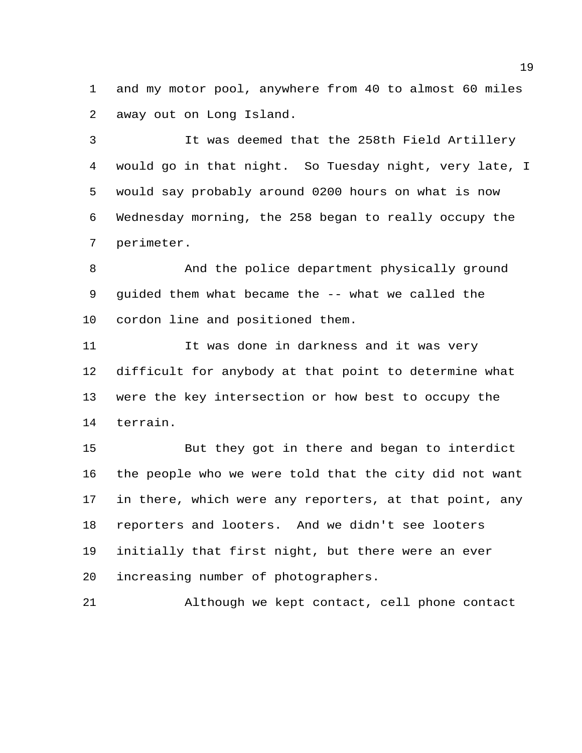and my motor pool, anywhere from 40 to almost 60 miles away out on Long Island.

It was deemed that the 258th Field Artillery would go in that night. So Tuesday night, very late, I would say probably around 0200 hours on what is now Wednesday morning, the 258 began to really occupy the perimeter.

And the police department physically ground guided them what became the -- what we called the cordon line and positioned them.

It was done in darkness and it was very difficult for anybody at that point to determine what were the key intersection or how best to occupy the terrain.

But they got in there and began to interdict the people who we were told that the city did not want in there, which were any reporters, at that point, any reporters and looters. And we didn't see looters initially that first night, but there were an ever increasing number of photographers.

Although we kept contact, cell phone contact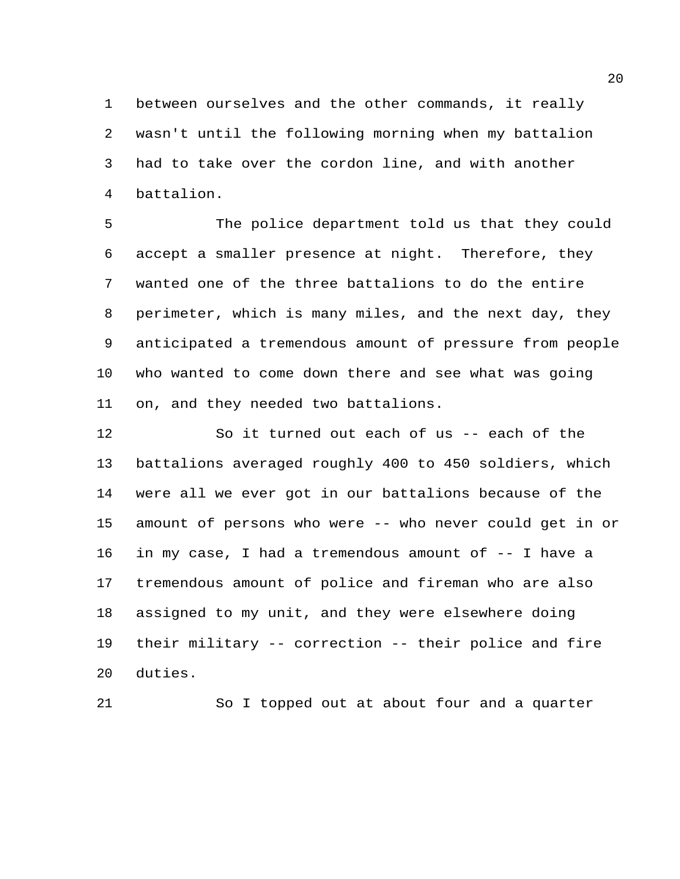between ourselves and the other commands, it really wasn't until the following morning when my battalion had to take over the cordon line, and with another battalion.

The police department told us that they could accept a smaller presence at night. Therefore, they wanted one of the three battalions to do the entire perimeter, which is many miles, and the next day, they anticipated a tremendous amount of pressure from people who wanted to come down there and see what was going on, and they needed two battalions.

So it turned out each of us -- each of the battalions averaged roughly 400 to 450 soldiers, which were all we ever got in our battalions because of the amount of persons who were -- who never could get in or in my case, I had a tremendous amount of -- I have a tremendous amount of police and fireman who are also assigned to my unit, and they were elsewhere doing their military -- correction -- their police and fire duties.

So I topped out at about four and a quarter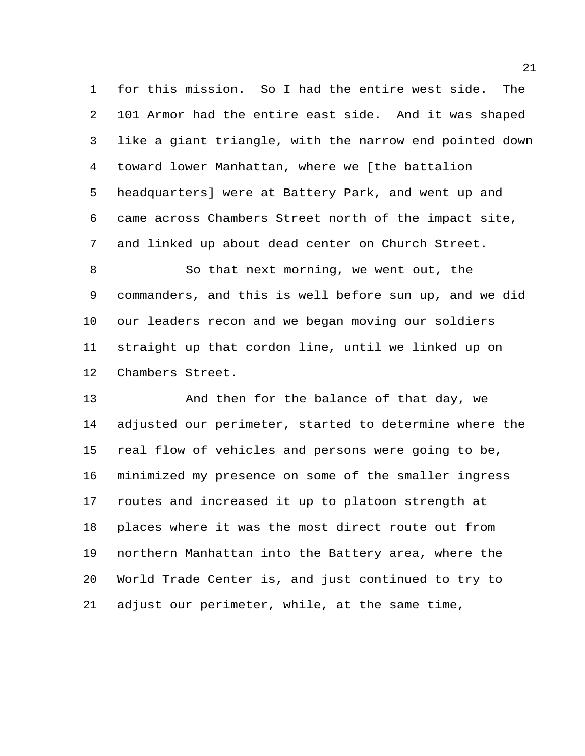for this mission. So I had the entire west side. The 101 Armor had the entire east side. And it was shaped like a giant triangle, with the narrow end pointed down toward lower Manhattan, where we [the battalion headquarters] were at Battery Park, and went up and came across Chambers Street north of the impact site, and linked up about dead center on Church Street.

So that next morning, we went out, the commanders, and this is well before sun up, and we did our leaders recon and we began moving our soldiers straight up that cordon line, until we linked up on Chambers Street.

And then for the balance of that day, we adjusted our perimeter, started to determine where the real flow of vehicles and persons were going to be, minimized my presence on some of the smaller ingress routes and increased it up to platoon strength at places where it was the most direct route out from northern Manhattan into the Battery area, where the World Trade Center is, and just continued to try to adjust our perimeter, while, at the same time,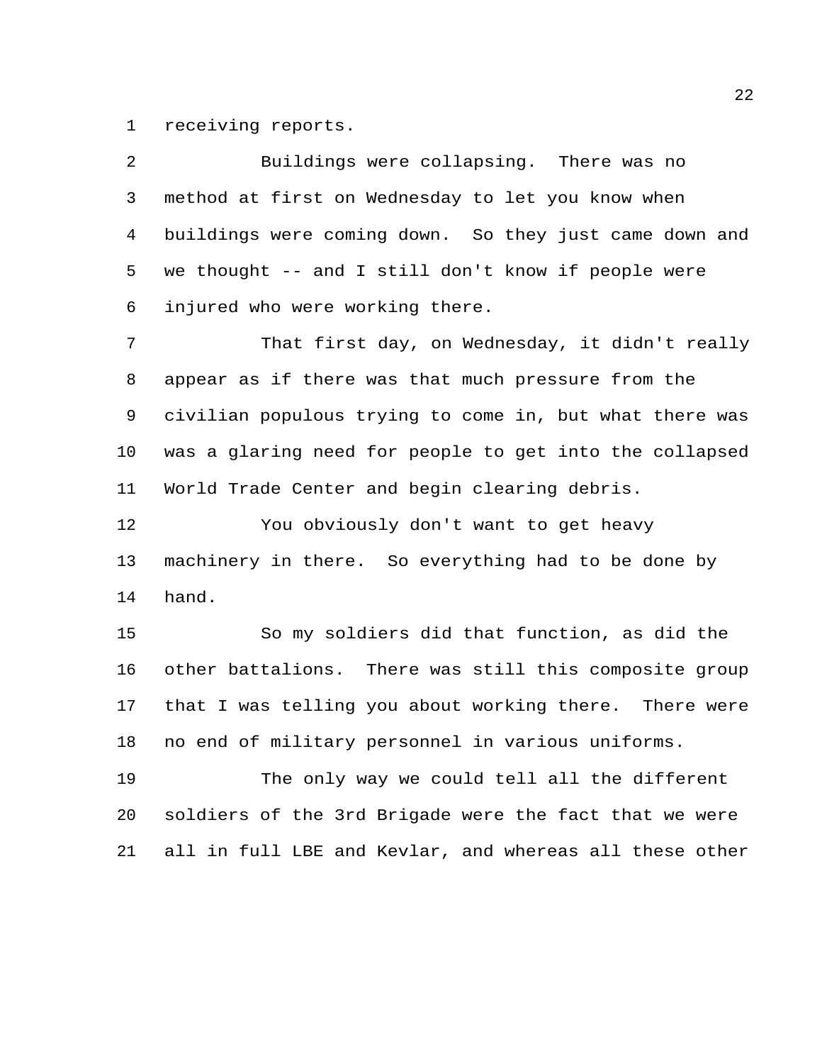receiving reports.

Buildings were collapsing. There was no method at first on Wednesday to let you know when buildings were coming down. So they just came down and we thought -- and I still don't know if people were injured who were working there.

That first day, on Wednesday, it didn't really appear as if there was that much pressure from the civilian populous trying to come in, but what there was was a glaring need for people to get into the collapsed World Trade Center and begin clearing debris.

You obviously don't want to get heavy machinery in there. So everything had to be done by hand.

So my soldiers did that function, as did the other battalions. There was still this composite group that I was telling you about working there. There were no end of military personnel in various uniforms.

The only way we could tell all the different soldiers of the 3rd Brigade were the fact that we were all in full LBE and Kevlar, and whereas all these other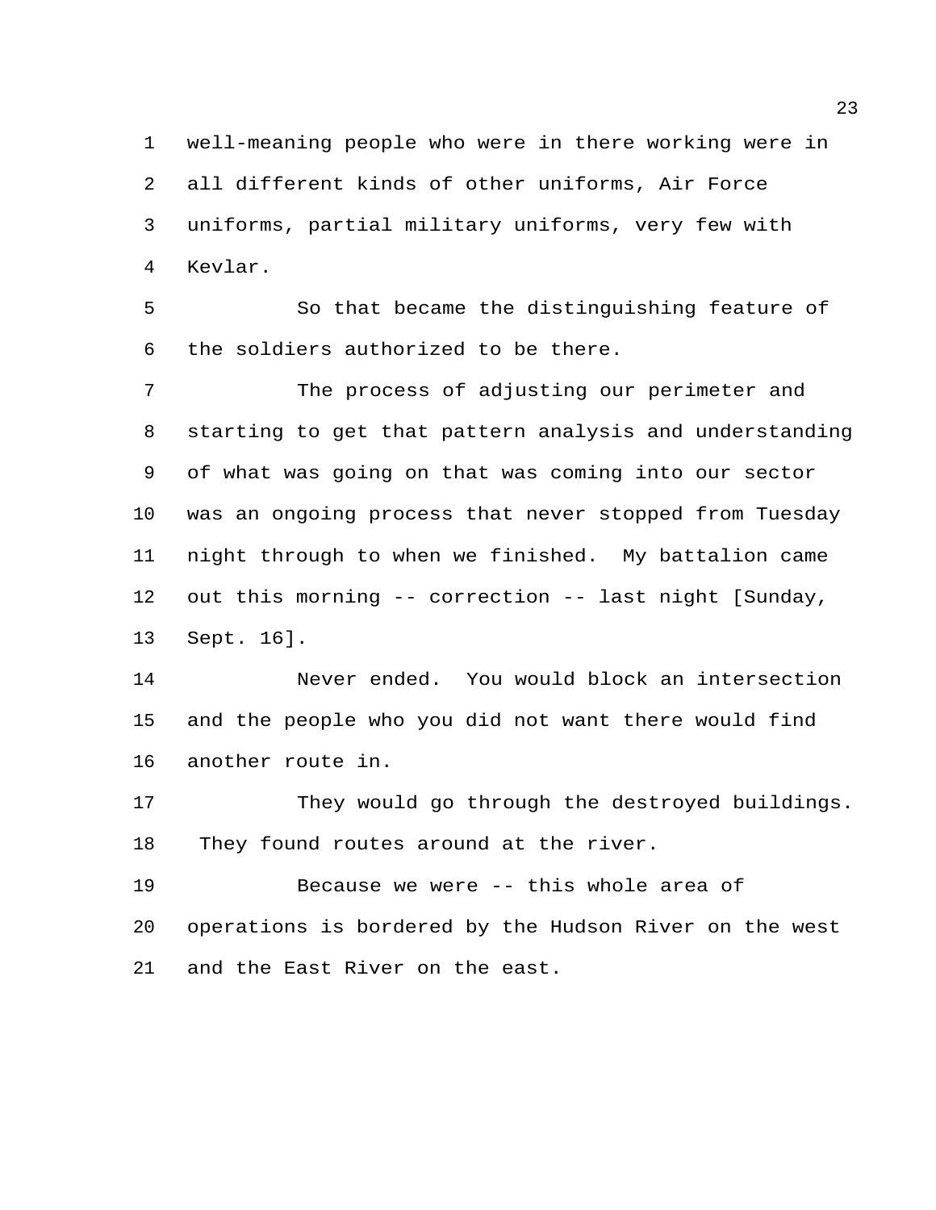well-meaning people who were in there working were in all different kinds of other uniforms, Air Force uniforms, partial military uniforms, very few with Kevlar.

So that became the distinguishing feature of the soldiers authorized to be there.

The process of adjusting our perimeter and starting to get that pattern analysis and understanding of what was going on that was coming into our sector was an ongoing process that never stopped from Tuesday night through to when we finished. My battalion came out this morning -- correction -- last night [Sunday, Sept. 16].

Never ended. You would block an intersection and the people who you did not want there would find another route in.

They would go through the destroyed buildings. They found routes around at the river.

Because we were -- this whole area of operations is bordered by the Hudson River on the west and the East River on the east.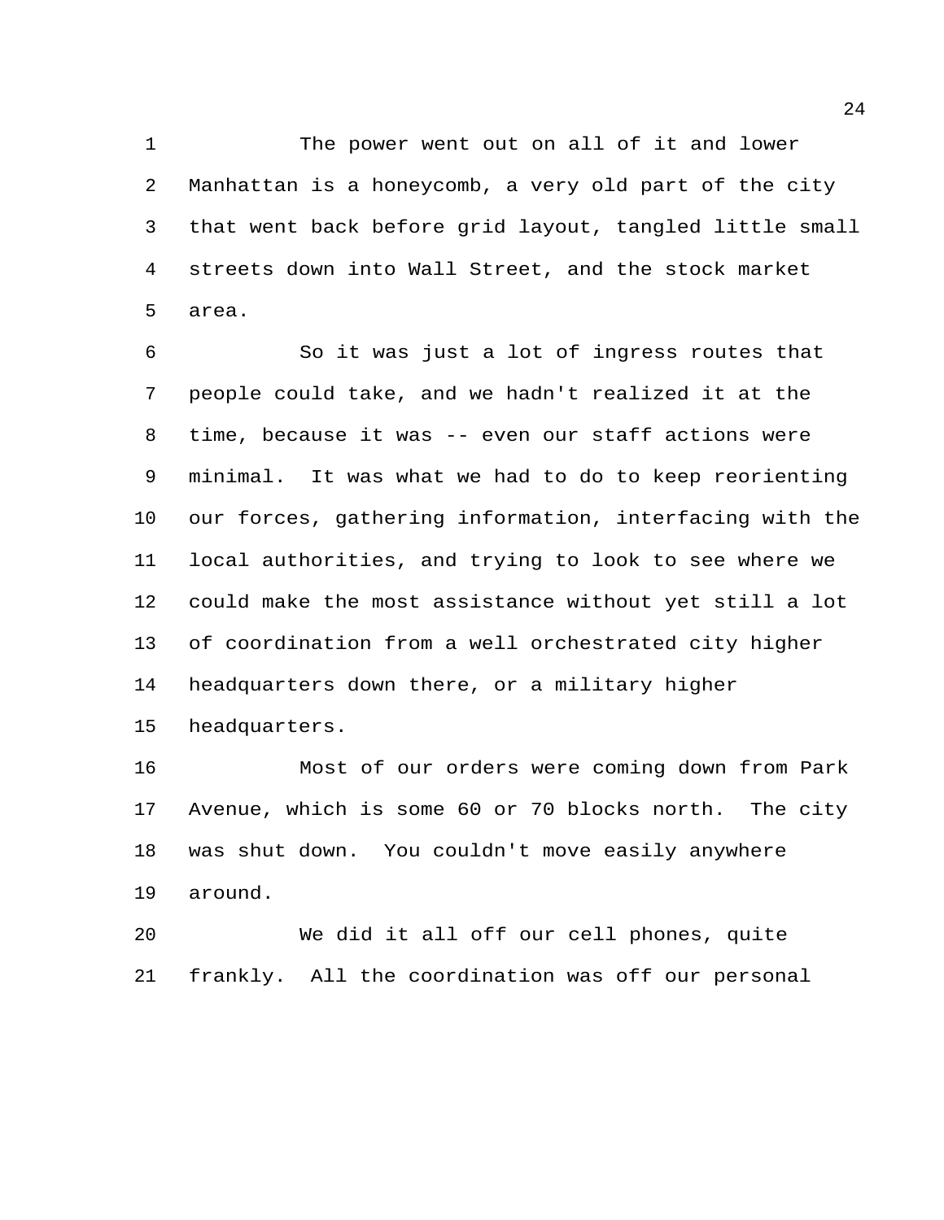The power went out on all of it and lower Manhattan is a honeycomb, a very old part of the city that went back before grid layout, tangled little small streets down into Wall Street, and the stock market area.

So it was just a lot of ingress routes that people could take, and we hadn't realized it at the time, because it was -- even our staff actions were minimal. It was what we had to do to keep reorienting our forces, gathering information, interfacing with the local authorities, and trying to look to see where we could make the most assistance without yet still a lot of coordination from a well orchestrated city higher headquarters down there, or a military higher headquarters.

Most of our orders were coming down from Park Avenue, which is some 60 or 70 blocks north. The city was shut down. You couldn't move easily anywhere around.

We did it all off our cell phones, quite frankly. All the coordination was off our personal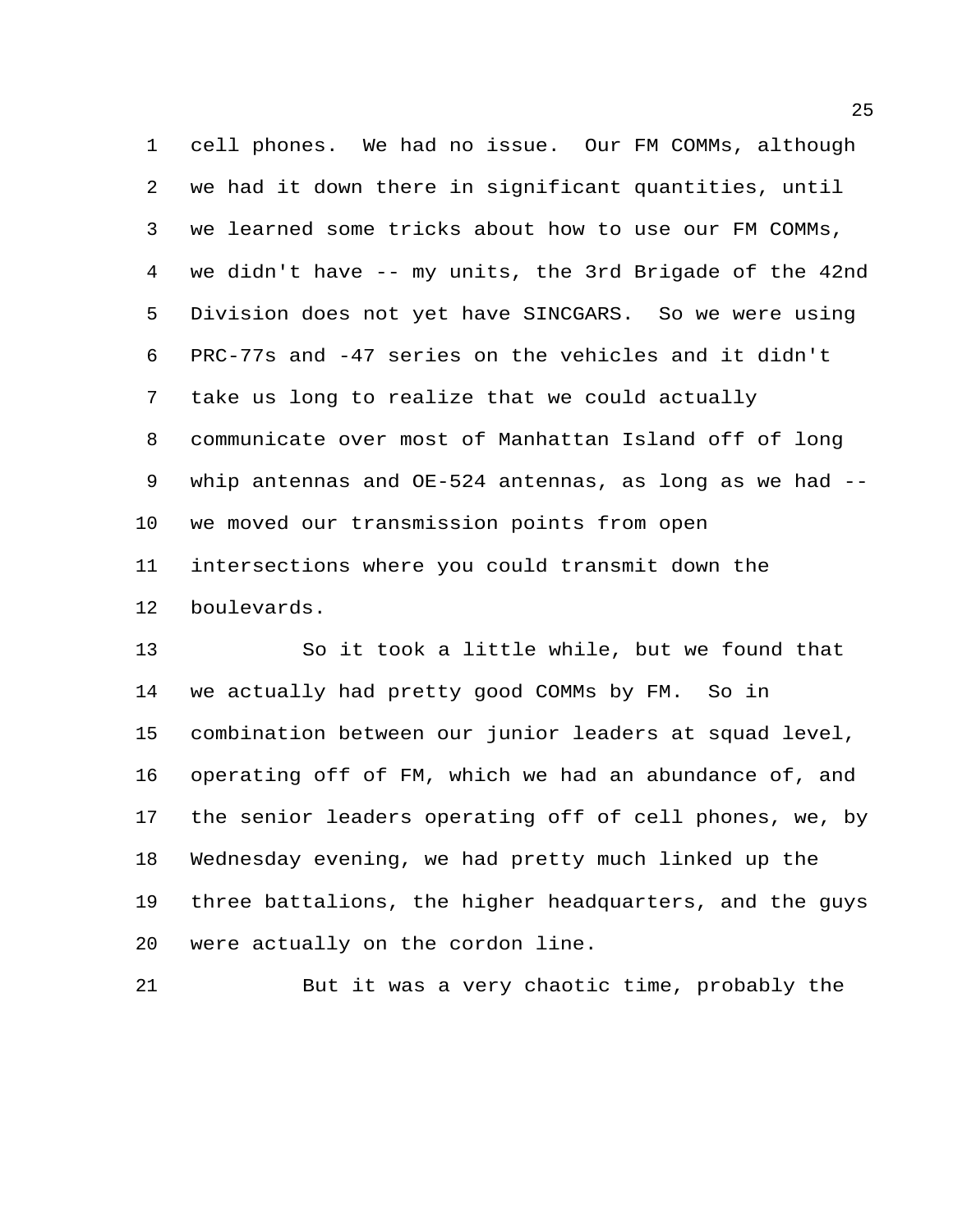cell phones. We had no issue. Our FM COMMs, although we had it down there in significant quantities, until we learned some tricks about how to use our FM COMMs, we didn't have -- my units, the 3rd Brigade of the 42nd Division does not yet have SINCGARS. So we were using PRC-77s and -47 series on the vehicles and it didn't take us long to realize that we could actually communicate over most of Manhattan Island off of long whip antennas and OE-524 antennas, as long as we had -- we moved our transmission points from open intersections where you could transmit down the boulevards.

So it took a little while, but we found that we actually had pretty good COMMs by FM. So in combination between our junior leaders at squad level, operating off of FM, which we had an abundance of, and the senior leaders operating off of cell phones, we, by Wednesday evening, we had pretty much linked up the three battalions, the higher headquarters, and the guys were actually on the cordon line.

But it was a very chaotic time, probably the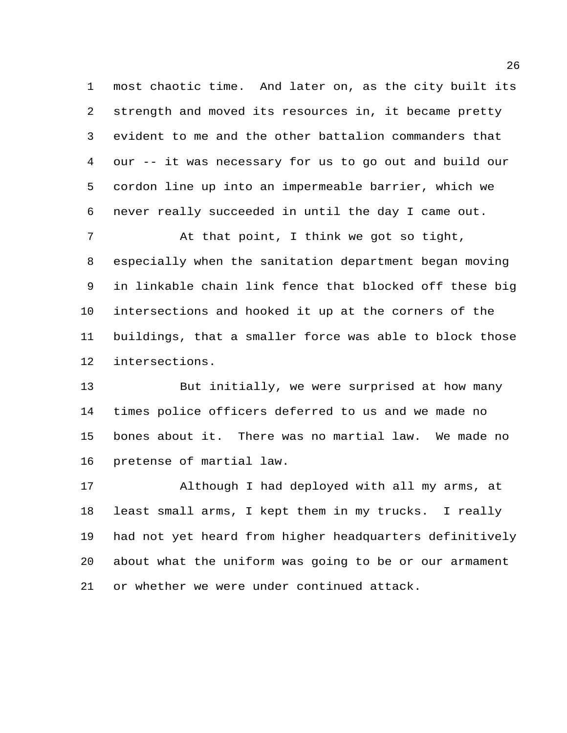most chaotic time. And later on, as the city built its strength and moved its resources in, it became pretty evident to me and the other battalion commanders that our -- it was necessary for us to go out and build our cordon line up into an impermeable barrier, which we never really succeeded in until the day I came out.

At that point, I think we got so tight, especially when the sanitation department began moving in linkable chain link fence that blocked off these big intersections and hooked it up at the corners of the buildings, that a smaller force was able to block those intersections.

But initially, we were surprised at how many times police officers deferred to us and we made no bones about it. There was no martial law. We made no pretense of martial law.

Although I had deployed with all my arms, at least small arms, I kept them in my trucks. I really had not yet heard from higher headquarters definitively about what the uniform was going to be or our armament or whether we were under continued attack.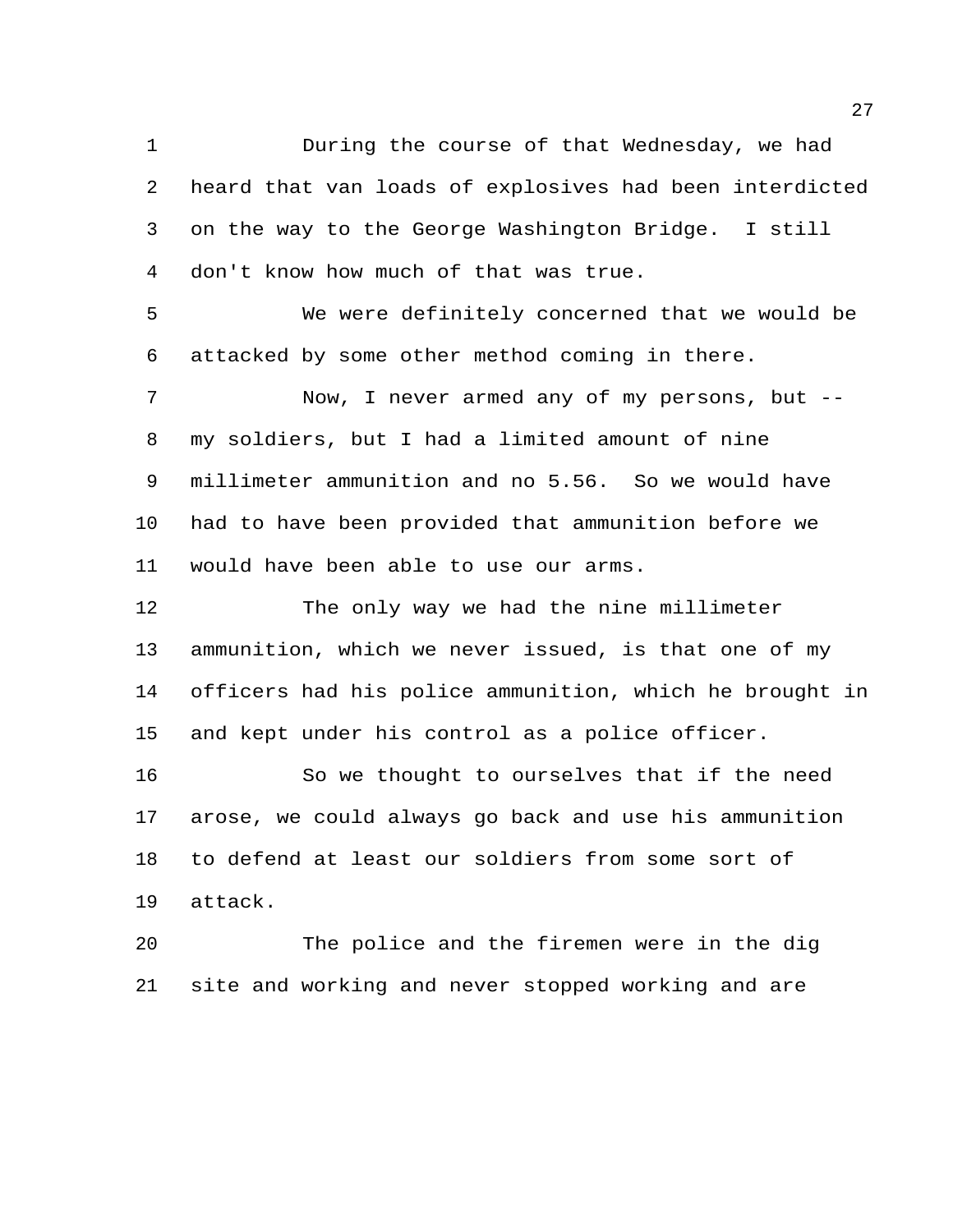During the course of that Wednesday, we had heard that van loads of explosives had been interdicted on the way to the George Washington Bridge. I still don't know how much of that was true.

We were definitely concerned that we would be attacked by some other method coming in there.

Now, I never armed any of my persons, but -- my soldiers, but I had a limited amount of nine millimeter ammunition and no 5.56. So we would have had to have been provided that ammunition before we would have been able to use our arms.

The only way we had the nine millimeter ammunition, which we never issued, is that one of my officers had his police ammunition, which he brought in and kept under his control as a police officer.

So we thought to ourselves that if the need arose, we could always go back and use his ammunition to defend at least our soldiers from some sort of attack.

The police and the firemen were in the dig site and working and never stopped working and are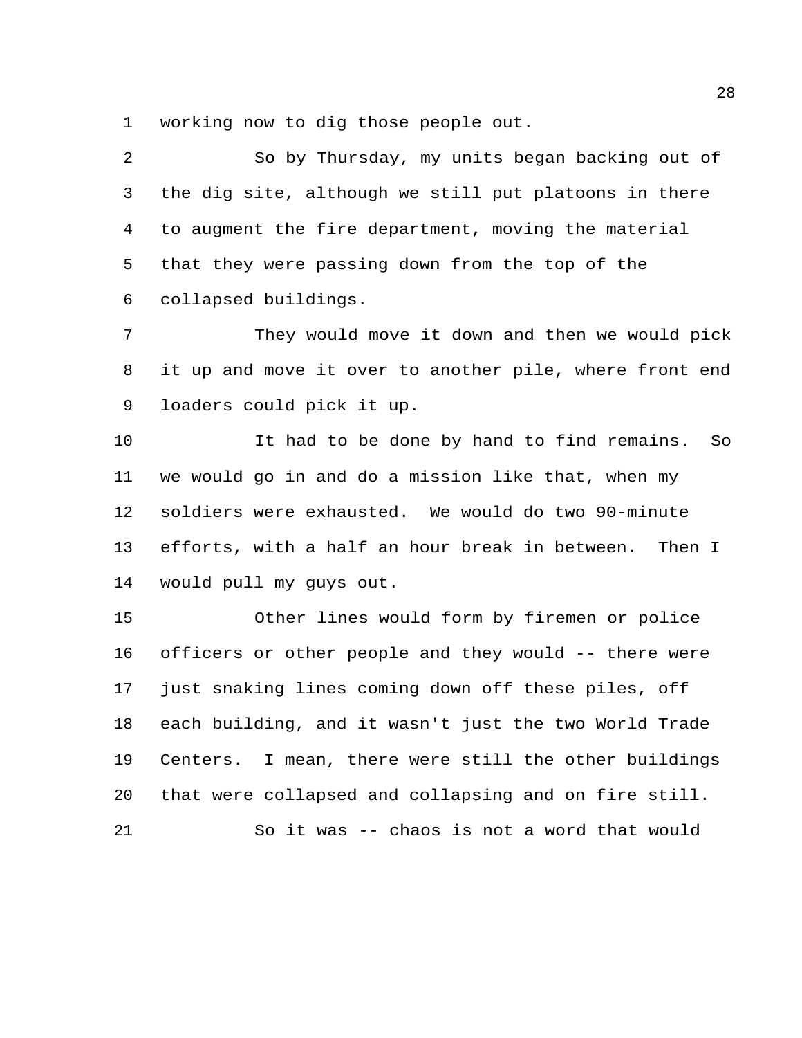working now to dig those people out.

So by Thursday, my units began backing out of the dig site, although we still put platoons in there to augment the fire department, moving the material that they were passing down from the top of the collapsed buildings.

They would move it down and then we would pick it up and move it over to another pile, where front end loaders could pick it up.

It had to be done by hand to find remains. So we would go in and do a mission like that, when my soldiers were exhausted. We would do two 90-minute efforts, with a half an hour break in between. Then I would pull my guys out.

Other lines would form by firemen or police officers or other people and they would -- there were just snaking lines coming down off these piles, off each building, and it wasn't just the two World Trade Centers. I mean, there were still the other buildings that were collapsed and collapsing and on fire still.

So it was -- chaos is not a word that would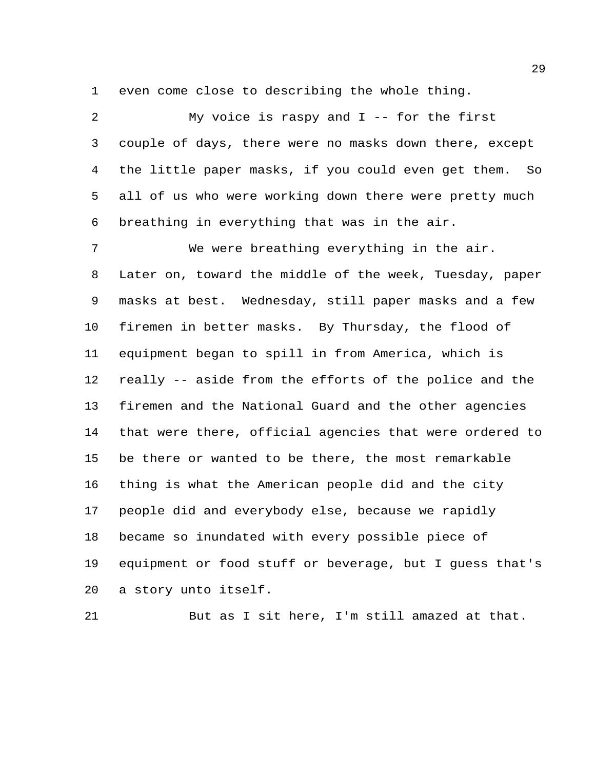even come close to describing the whole thing.

My voice is raspy and I -- for the first couple of days, there were no masks down there, except the little paper masks, if you could even get them. So all of us who were working down there were pretty much breathing in everything that was in the air.

We were breathing everything in the air. Later on, toward the middle of the week, Tuesday, paper masks at best. Wednesday, still paper masks and a few firemen in better masks. By Thursday, the flood of equipment began to spill in from America, which is really -- aside from the efforts of the police and the firemen and the National Guard and the other agencies that were there, official agencies that were ordered to be there or wanted to be there, the most remarkable thing is what the American people did and the city people did and everybody else, because we rapidly became so inundated with every possible piece of equipment or food stuff or beverage, but I guess that's a story unto itself.

But as I sit here, I'm still amazed at that.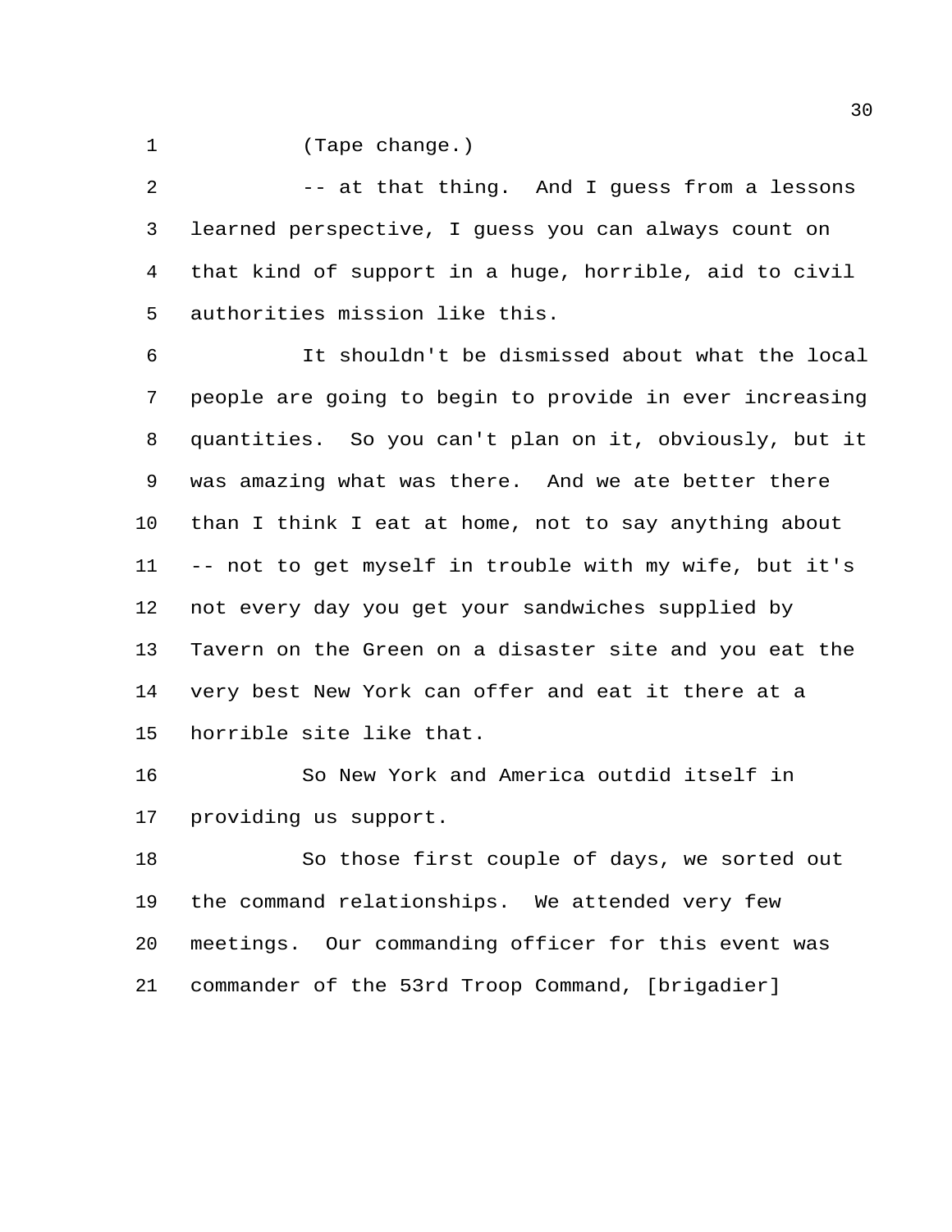(Tape change.)

-- at that thing. And I guess from a lessons learned perspective, I guess you can always count on that kind of support in a huge, horrible, aid to civil authorities mission like this.

It shouldn't be dismissed about what the local people are going to begin to provide in ever increasing quantities. So you can't plan on it, obviously, but it was amazing what was there. And we ate better there than I think I eat at home, not to say anything about -- not to get myself in trouble with my wife, but it's not every day you get your sandwiches supplied by Tavern on the Green on a disaster site and you eat the very best New York can offer and eat it there at a horrible site like that.

So New York and America outdid itself in providing us support.

So those first couple of days, we sorted out the command relationships. We attended very few meetings. Our commanding officer for this event was commander of the 53rd Troop Command, [brigadier]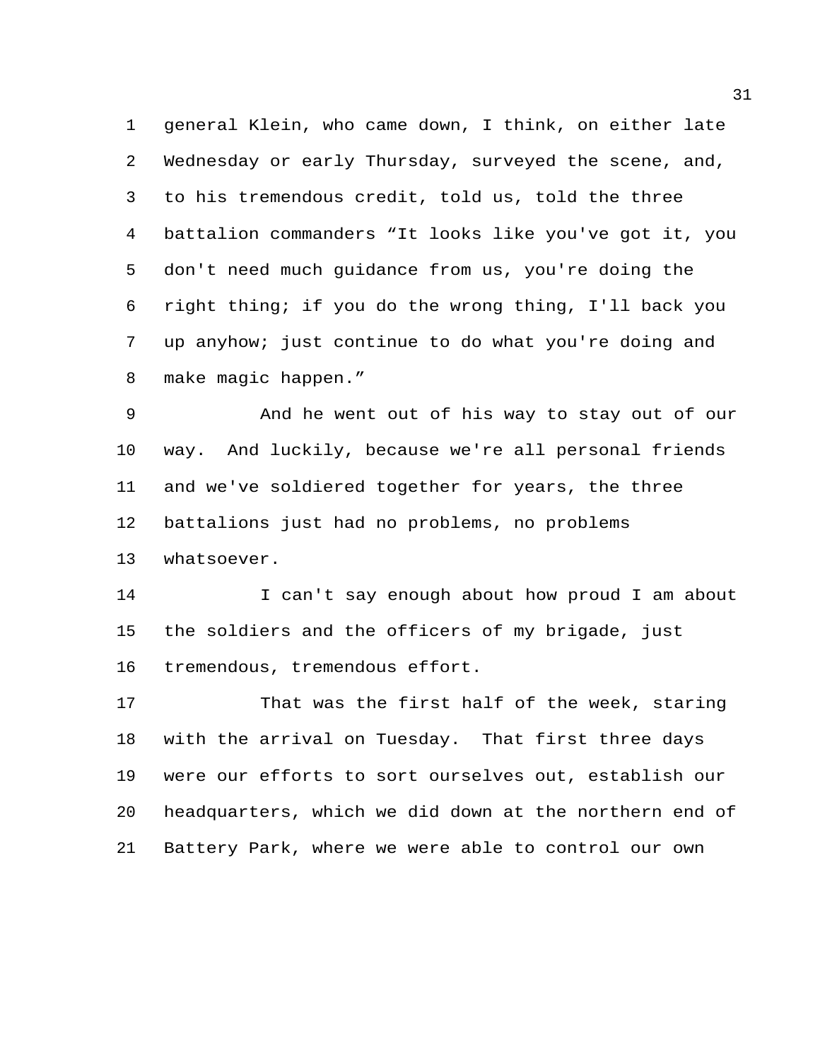general Klein, who came down, I think, on either late Wednesday or early Thursday, surveyed the scene, and, to his tremendous credit, told us, told the three battalion commanders "It looks like you've got it, you don't need much guidance from us, you're doing the right thing; if you do the wrong thing, I'll back you up anyhow; just continue to do what you're doing and make magic happen."

And he went out of his way to stay out of our way. And luckily, because we're all personal friends and we've soldiered together for years, the three battalions just had no problems, no problems whatsoever.

I can't say enough about how proud I am about the soldiers and the officers of my brigade, just tremendous, tremendous effort.

That was the first half of the week, staring with the arrival on Tuesday. That first three days were our efforts to sort ourselves out, establish our headquarters, which we did down at the northern end of Battery Park, where we were able to control our own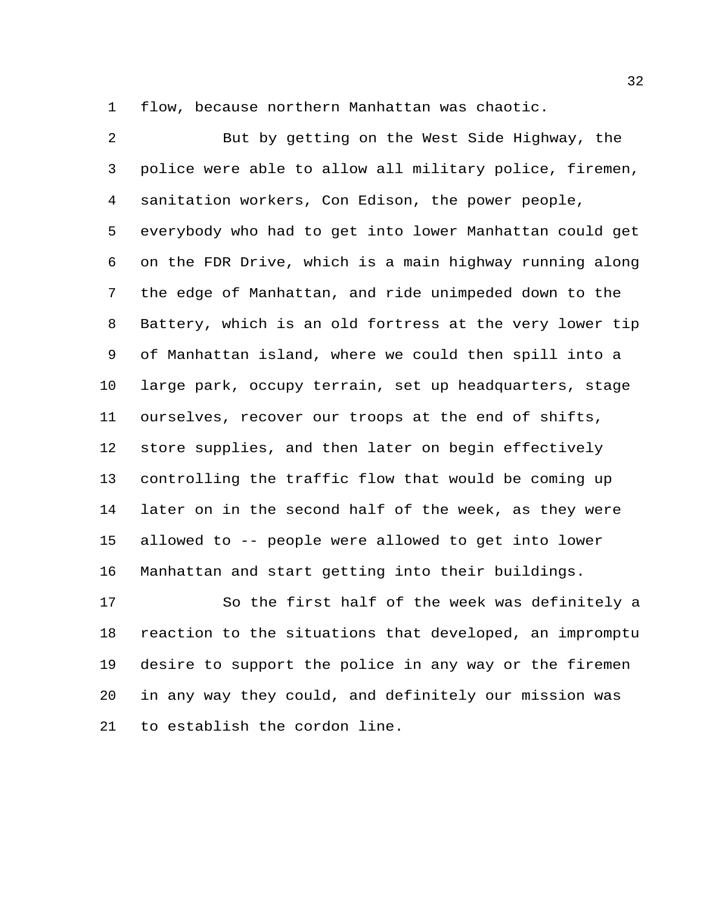flow, because northern Manhattan was chaotic.

But by getting on the West Side Highway, the police were able to allow all military police, firemen, sanitation workers, Con Edison, the power people, everybody who had to get into lower Manhattan could get on the FDR Drive, which is a main highway running along the edge of Manhattan, and ride unimpeded down to the Battery, which is an old fortress at the very lower tip of Manhattan island, where we could then spill into a large park, occupy terrain, set up headquarters, stage ourselves, recover our troops at the end of shifts, store supplies, and then later on begin effectively controlling the traffic flow that would be coming up later on in the second half of the week, as they were allowed to -- people were allowed to get into lower Manhattan and start getting into their buildings.

So the first half of the week was definitely a reaction to the situations that developed, an impromptu desire to support the police in any way or the firemen in any way they could, and definitely our mission was to establish the cordon line.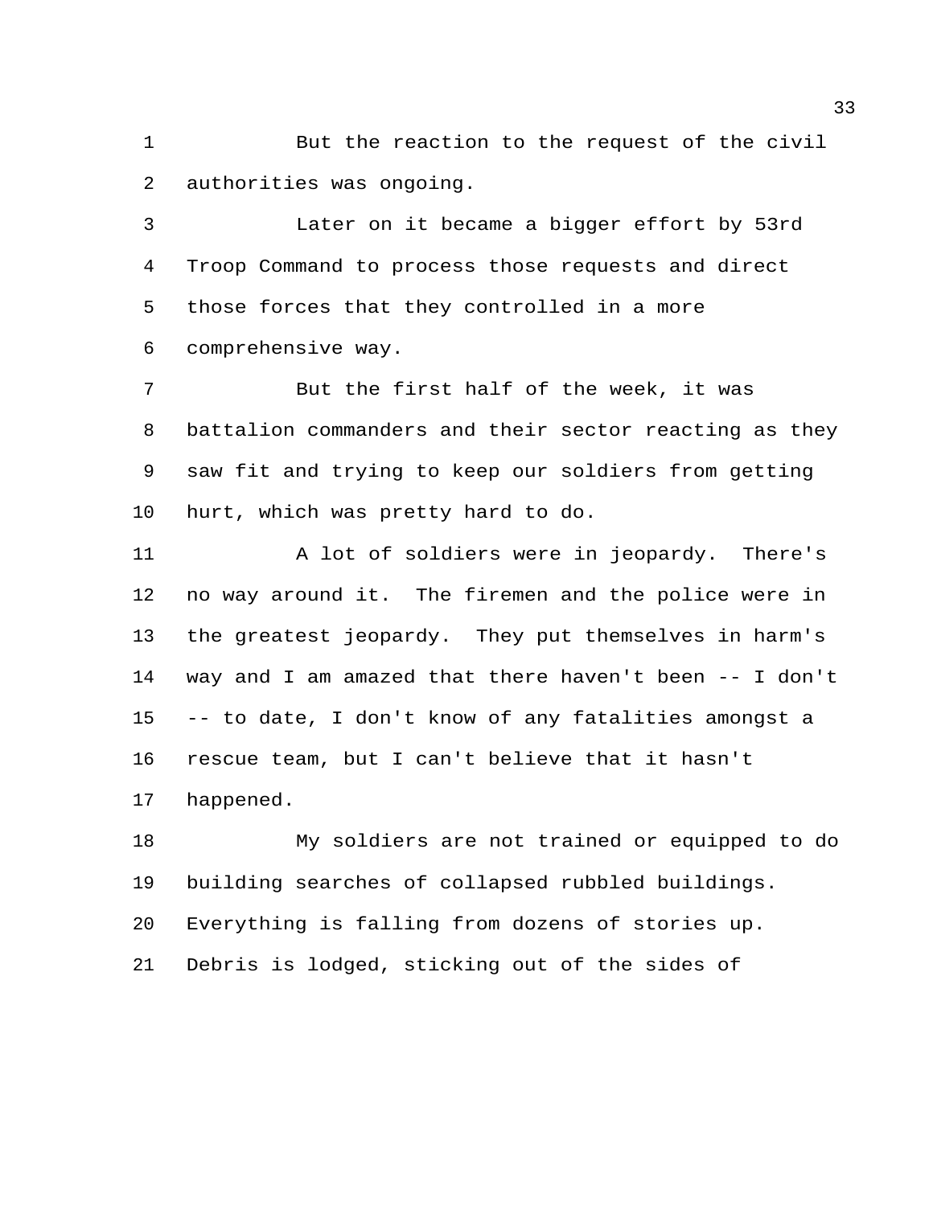But the reaction to the request of the civil authorities was ongoing.

Later on it became a bigger effort by 53rd Troop Command to process those requests and direct those forces that they controlled in a more comprehensive way.

But the first half of the week, it was battalion commanders and their sector reacting as they saw fit and trying to keep our soldiers from getting hurt, which was pretty hard to do.

A lot of soldiers were in jeopardy. There's no way around it. The firemen and the police were in the greatest jeopardy. They put themselves in harm's way and I am amazed that there haven't been -- I don't -- to date, I don't know of any fatalities amongst a rescue team, but I can't believe that it hasn't happened.

My soldiers are not trained or equipped to do building searches of collapsed rubbled buildings. Everything is falling from dozens of stories up. Debris is lodged, sticking out of the sides of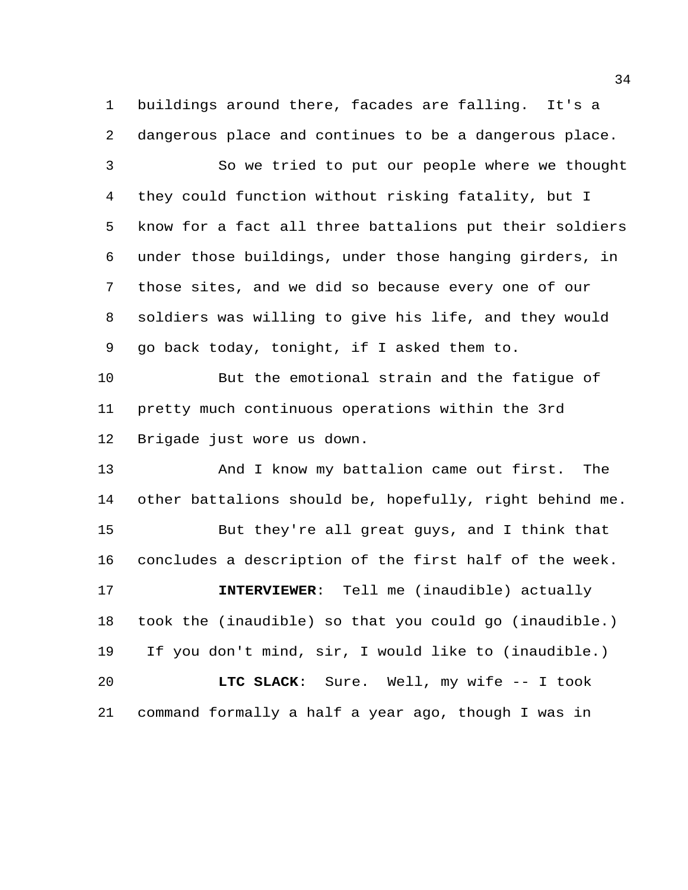buildings around there, facades are falling. It's a dangerous place and continues to be a dangerous place.

So we tried to put our people where we thought they could function without risking fatality, but I know for a fact all three battalions put their soldiers under those buildings, under those hanging girders, in those sites, and we did so because every one of our soldiers was willing to give his life, and they would go back today, tonight, if I asked them to.

But the emotional strain and the fatigue of pretty much continuous operations within the 3rd Brigade just wore us down.

And I know my battalion came out first. The other battalions should be, hopefully, right behind me.

But they're all great guys, and I think that concludes a description of the first half of the week.

**INTERVIEWER**: Tell me (inaudible) actually took the (inaudible) so that you could go (inaudible.) If you don't mind, sir, I would like to (inaudible.)

**LTC SLACK**: Sure. Well, my wife -- I took command formally a half a year ago, though I was in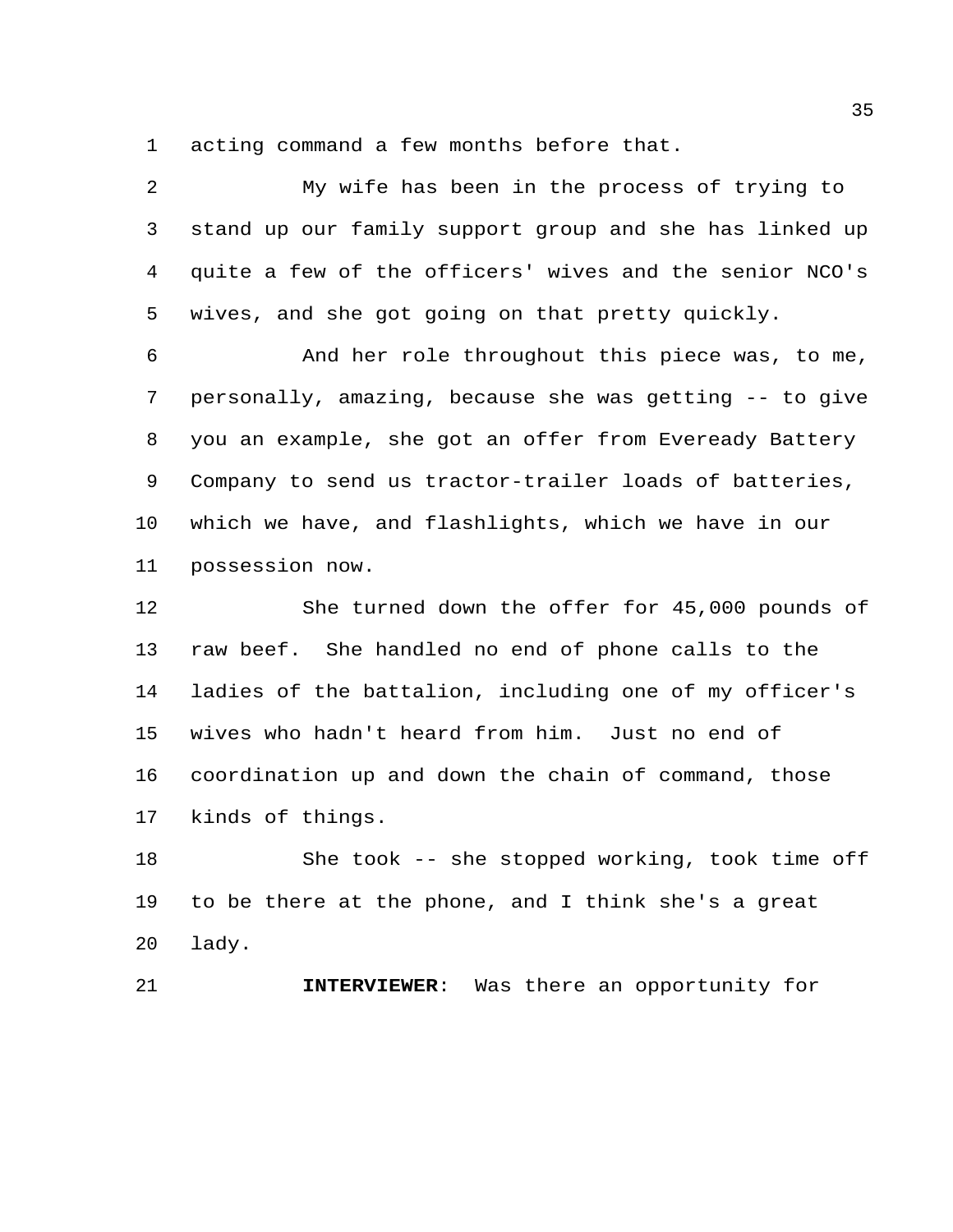acting command a few months before that.

My wife has been in the process of trying to stand up our family support group and she has linked up quite a few of the officers' wives and the senior NCO's wives, and she got going on that pretty quickly.

And her role throughout this piece was, to me, personally, amazing, because she was getting -- to give you an example, she got an offer from Eveready Battery Company to send us tractor-trailer loads of batteries, which we have, and flashlights, which we have in our possession now.

She turned down the offer for 45,000 pounds of raw beef. She handled no end of phone calls to the ladies of the battalion, including one of my officer's wives who hadn't heard from him. Just no end of coordination up and down the chain of command, those kinds of things.

She took -- she stopped working, took time off to be there at the phone, and I think she's a great lady.

**INTERVIEWER**: Was there an opportunity for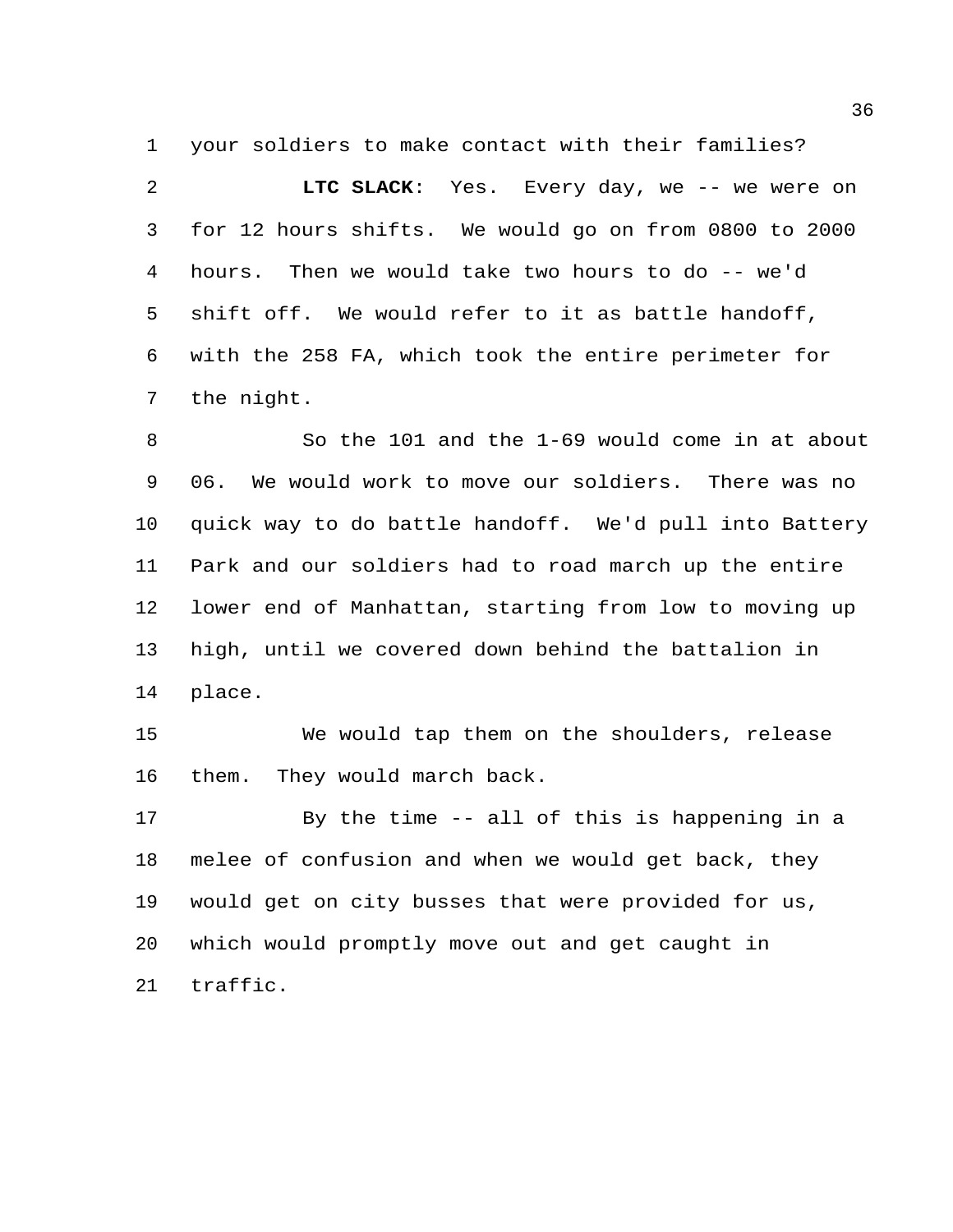your soldiers to make contact with their families?

**LTC SLACK**: Yes. Every day, we -- we were on for 12 hours shifts. We would go on from 0800 to 2000 hours. Then we would take two hours to do -- we'd shift off. We would refer to it as battle handoff, with the 258 FA, which took the entire perimeter for the night.

So the 101 and the 1-69 would come in at about 06. We would work to move our soldiers. There was no quick way to do battle handoff. We'd pull into Battery Park and our soldiers had to road march up the entire lower end of Manhattan, starting from low to moving up high, until we covered down behind the battalion in place.

We would tap them on the shoulders, release them. They would march back.

By the time -- all of this is happening in a melee of confusion and when we would get back, they would get on city busses that were provided for us, which would promptly move out and get caught in traffic.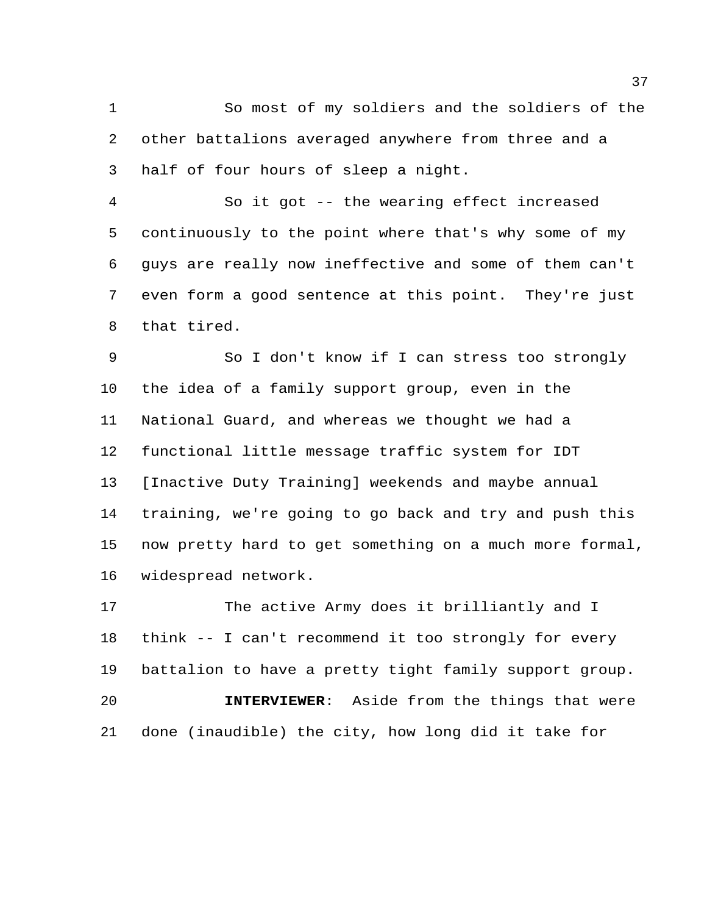So most of my soldiers and the soldiers of the other battalions averaged anywhere from three and a half of four hours of sleep a night.

So it got -- the wearing effect increased continuously to the point where that's why some of my guys are really now ineffective and some of them can't even form a good sentence at this point. They're just that tired.

So I don't know if I can stress too strongly the idea of a family support group, even in the National Guard, and whereas we thought we had a functional little message traffic system for IDT [Inactive Duty Training] weekends and maybe annual training, we're going to go back and try and push this now pretty hard to get something on a much more formal, widespread network.

The active Army does it brilliantly and I think -- I can't recommend it too strongly for every battalion to have a pretty tight family support group.

**INTERVIEWER**: Aside from the things that were done (inaudible) the city, how long did it take for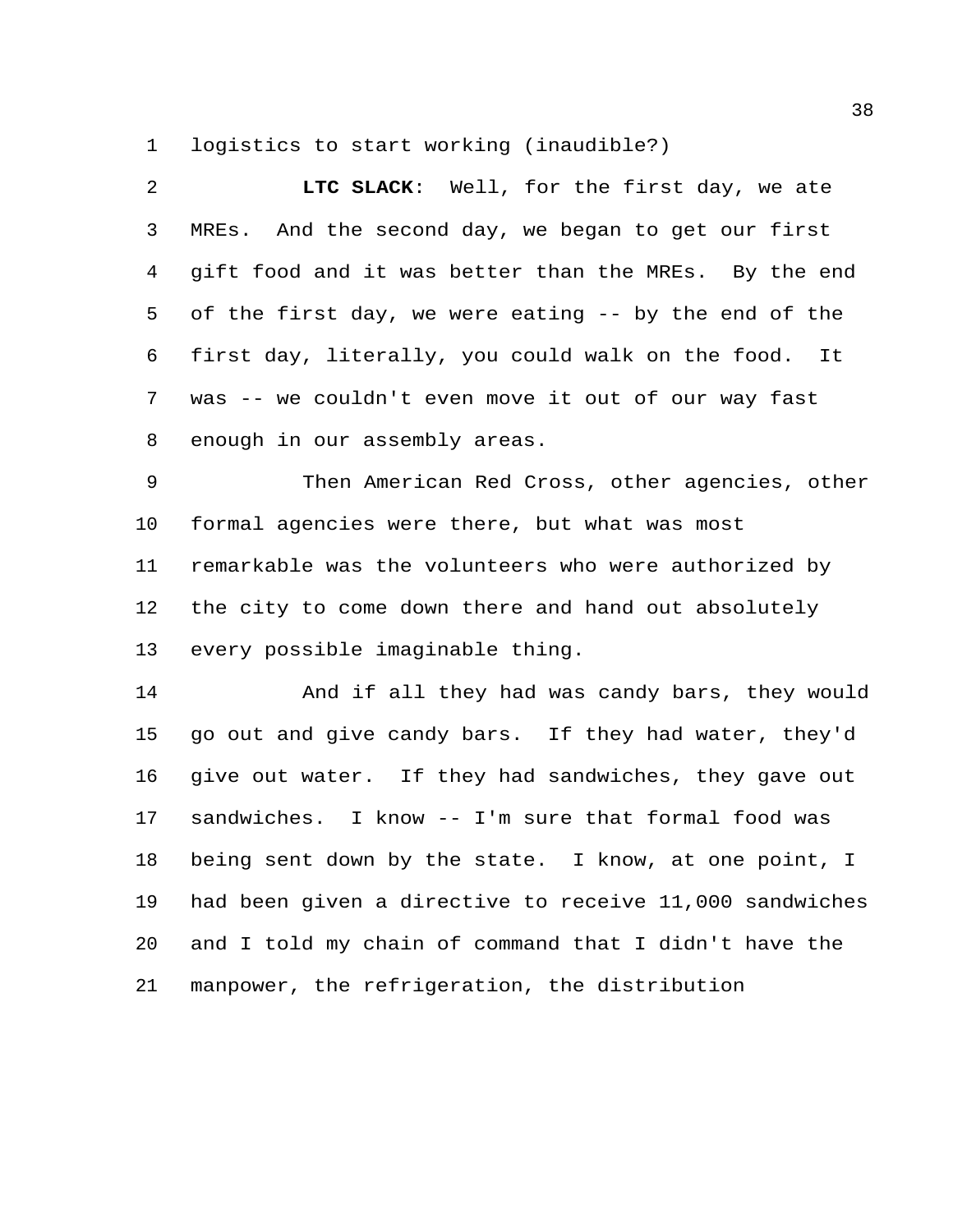logistics to start working (inaudible?)

**LTC SLACK**: Well, for the first day, we ate MREs. And the second day, we began to get our first gift food and it was better than the MREs. By the end of the first day, we were eating -- by the end of the first day, literally, you could walk on the food. It was -- we couldn't even move it out of our way fast enough in our assembly areas.

Then American Red Cross, other agencies, other formal agencies were there, but what was most remarkable was the volunteers who were authorized by the city to come down there and hand out absolutely every possible imaginable thing.

And if all they had was candy bars, they would go out and give candy bars. If they had water, they'd give out water. If they had sandwiches, they gave out sandwiches. I know -- I'm sure that formal food was being sent down by the state. I know, at one point, I had been given a directive to receive 11,000 sandwiches and I told my chain of command that I didn't have the manpower, the refrigeration, the distribution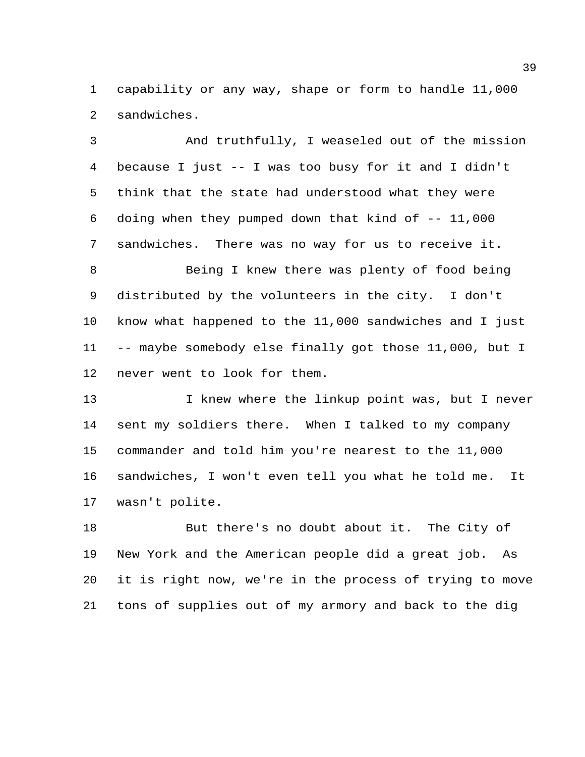capability or any way, shape or form to handle 11,000 sandwiches.

And truthfully, I weaseled out of the mission because I just -- I was too busy for it and I didn't think that the state had understood what they were doing when they pumped down that kind of -- 11,000 sandwiches. There was no way for us to receive it.

Being I knew there was plenty of food being distributed by the volunteers in the city. I don't know what happened to the 11,000 sandwiches and I just -- maybe somebody else finally got those 11,000, but I never went to look for them.

I knew where the linkup point was, but I never sent my soldiers there. When I talked to my company commander and told him you're nearest to the 11,000 sandwiches, I won't even tell you what he told me. It wasn't polite.

But there's no doubt about it. The City of New York and the American people did a great job. As it is right now, we're in the process of trying to move tons of supplies out of my armory and back to the dig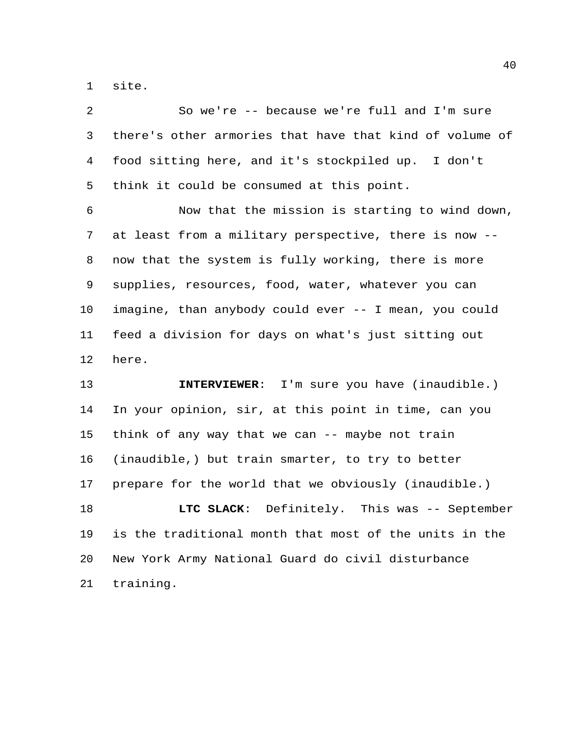site.

So we're -- because we're full and I'm sure there's other armories that have that kind of volume of food sitting here, and it's stockpiled up. I don't think it could be consumed at this point.

Now that the mission is starting to wind down, at least from a military perspective, there is now -- now that the system is fully working, there is more supplies, resources, food, water, whatever you can imagine, than anybody could ever -- I mean, you could feed a division for days on what's just sitting out here.

**INTERVIEWER**: I'm sure you have (inaudible.) In your opinion, sir, at this point in time, can you think of any way that we can -- maybe not train (inaudible,) but train smarter, to try to better prepare for the world that we obviously (inaudible.)

**LTC SLACK**: Definitely. This was -- September is the traditional month that most of the units in the New York Army National Guard do civil disturbance training.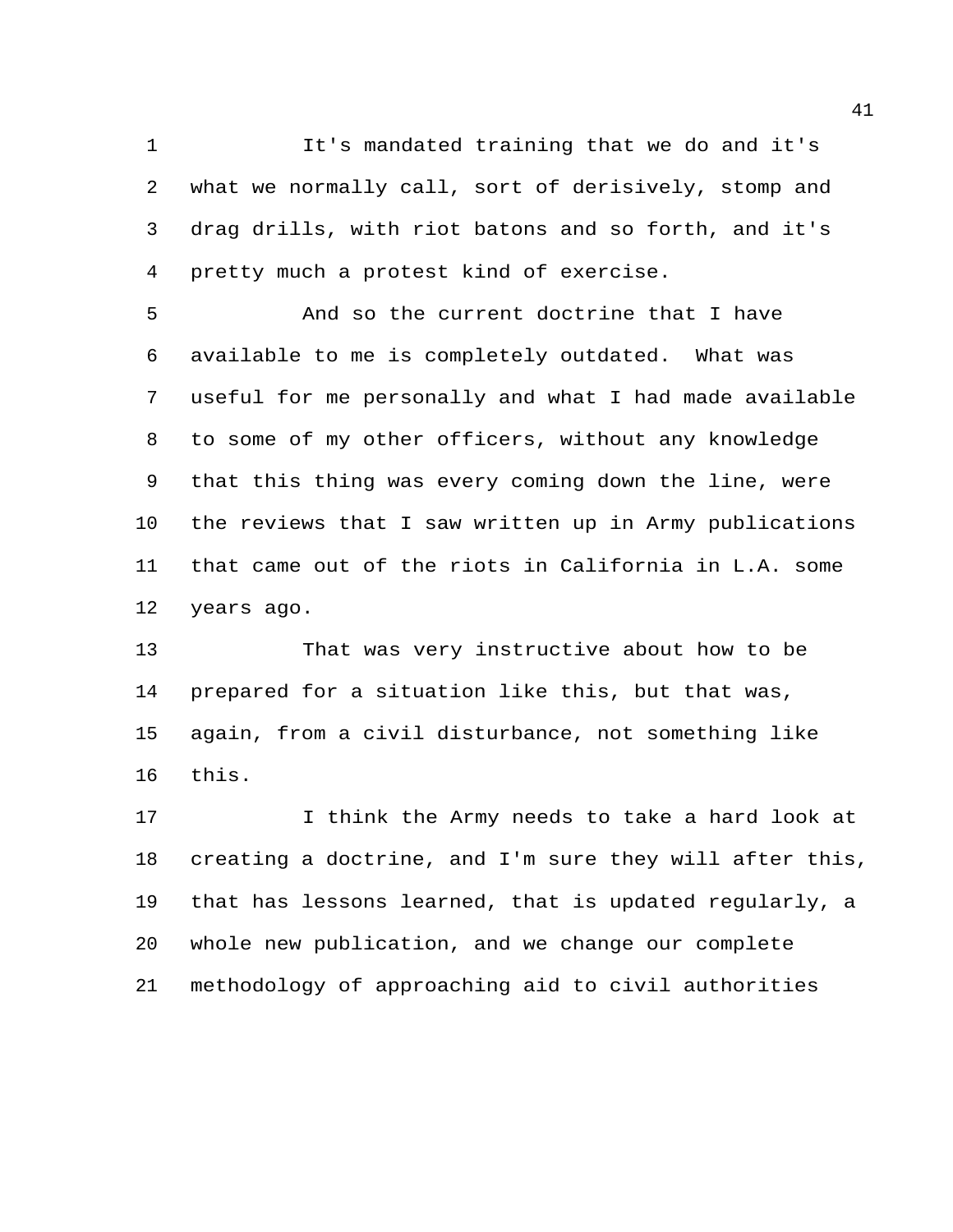It's mandated training that we do and it's what we normally call, sort of derisively, stomp and drag drills, with riot batons and so forth, and it's pretty much a protest kind of exercise.

And so the current doctrine that I have available to me is completely outdated. What was useful for me personally and what I had made available to some of my other officers, without any knowledge that this thing was every coming down the line, were the reviews that I saw written up in Army publications that came out of the riots in California in L.A. some years ago.

That was very instructive about how to be prepared for a situation like this, but that was, again, from a civil disturbance, not something like this.

I think the Army needs to take a hard look at creating a doctrine, and I'm sure they will after this, that has lessons learned, that is updated regularly, a whole new publication, and we change our complete methodology of approaching aid to civil authorities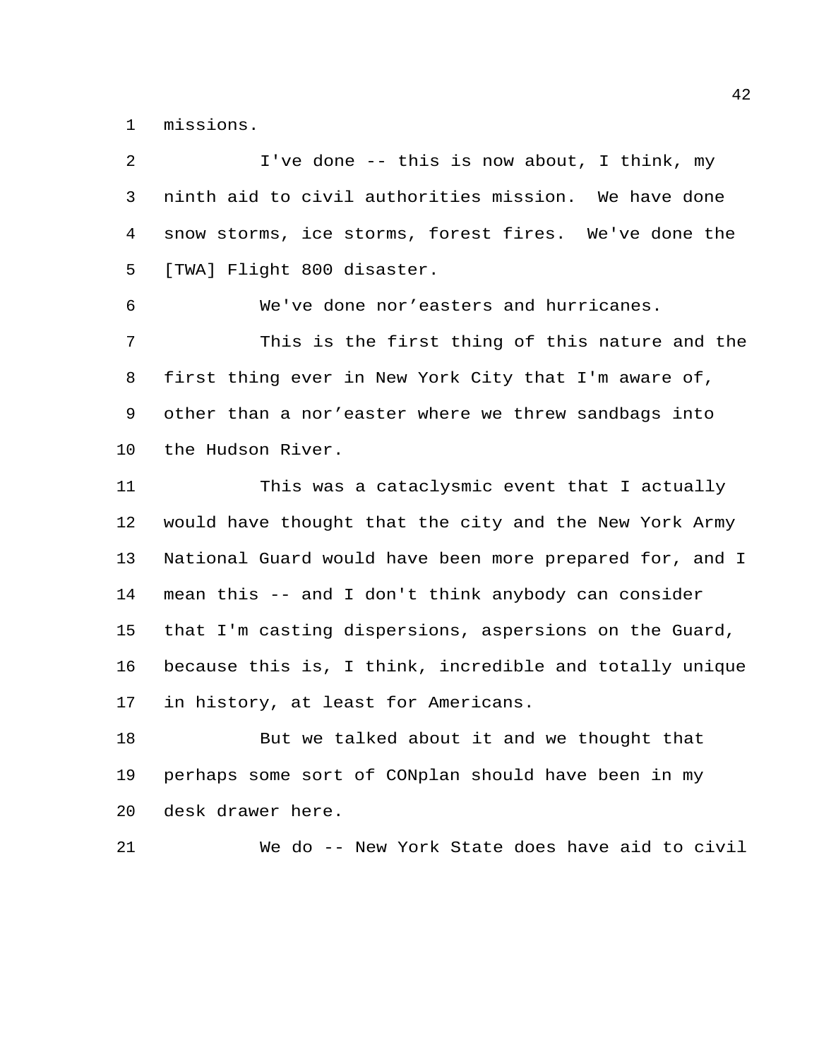missions.

I've done -- this is now about, I think, my ninth aid to civil authorities mission. We have done snow storms, ice storms, forest fires. We've done the [TWA] Flight 800 disaster.

We've done nor'easters and hurricanes.

This is the first thing of this nature and the first thing ever in New York City that I'm aware of, other than a nor'easter where we threw sandbags into the Hudson River.

This was a cataclysmic event that I actually would have thought that the city and the New York Army National Guard would have been more prepared for, and I mean this -- and I don't think anybody can consider that I'm casting dispersions, aspersions on the Guard, because this is, I think, incredible and totally unique in history, at least for Americans.

But we talked about it and we thought that perhaps some sort of CONplan should have been in my desk drawer here.

We do -- New York State does have aid to civil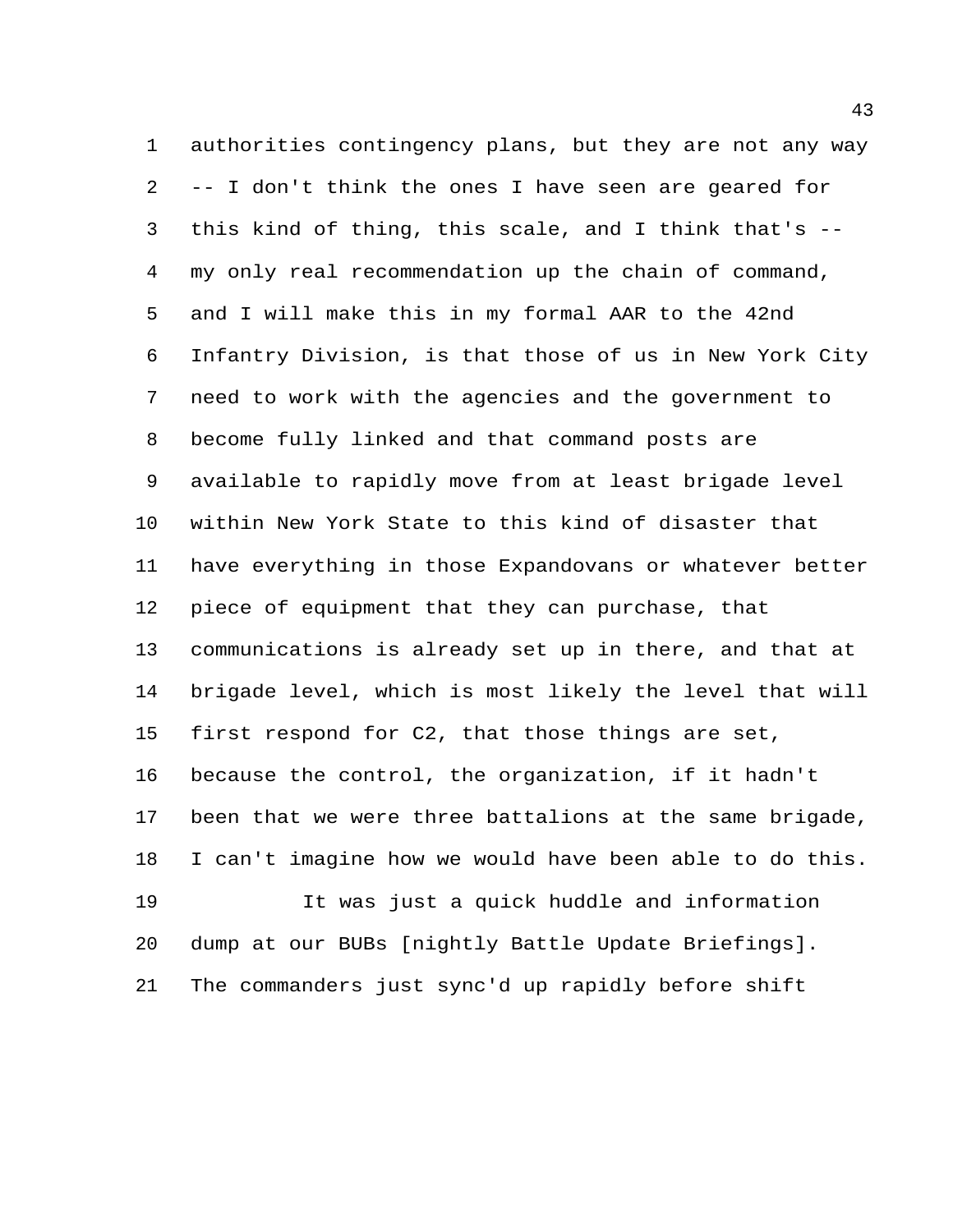authorities contingency plans, but they are not any way -- I don't think the ones I have seen are geared for this kind of thing, this scale, and I think that's -- my only real recommendation up the chain of command, and I will make this in my formal AAR to the 42nd Infantry Division, is that those of us in New York City need to work with the agencies and the government to become fully linked and that command posts are available to rapidly move from at least brigade level within New York State to this kind of disaster that have everything in those Expandovans or whatever better piece of equipment that they can purchase, that communications is already set up in there, and that at brigade level, which is most likely the level that will first respond for C2, that those things are set, because the control, the organization, if it hadn't been that we were three battalions at the same brigade, I can't imagine how we would have been able to do this.

It was just a quick huddle and information dump at our BUBs [nightly Battle Update Briefings]. The commanders just sync'd up rapidly before shift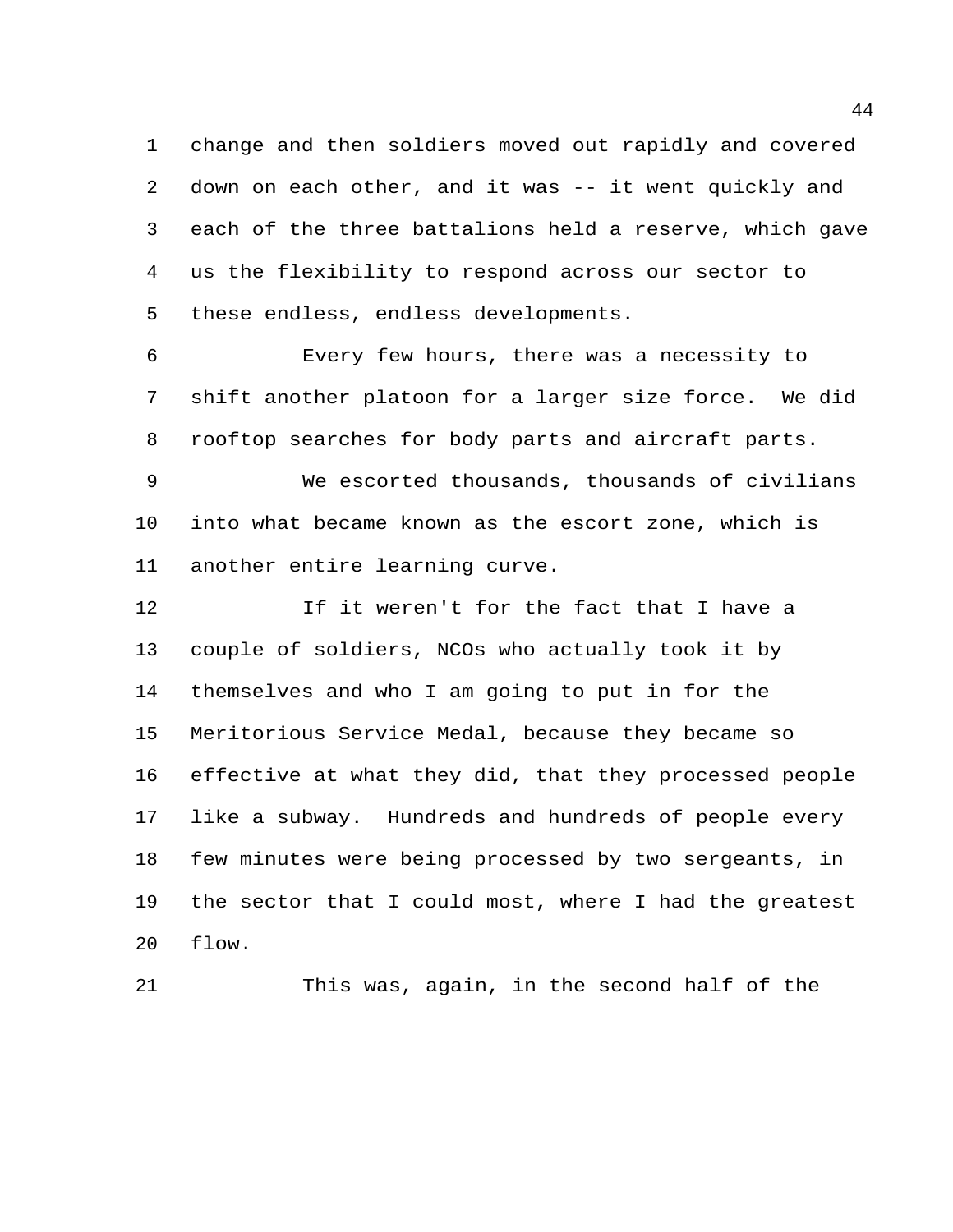change and then soldiers moved out rapidly and covered down on each other, and it was -- it went quickly and each of the three battalions held a reserve, which gave us the flexibility to respond across our sector to these endless, endless developments.

Every few hours, there was a necessity to shift another platoon for a larger size force. We did rooftop searches for body parts and aircraft parts.

We escorted thousands, thousands of civilians into what became known as the escort zone, which is another entire learning curve.

If it weren't for the fact that I have a couple of soldiers, NCOs who actually took it by themselves and who I am going to put in for the Meritorious Service Medal, because they became so effective at what they did, that they processed people like a subway. Hundreds and hundreds of people every few minutes were being processed by two sergeants, in the sector that I could most, where I had the greatest flow.

This was, again, in the second half of the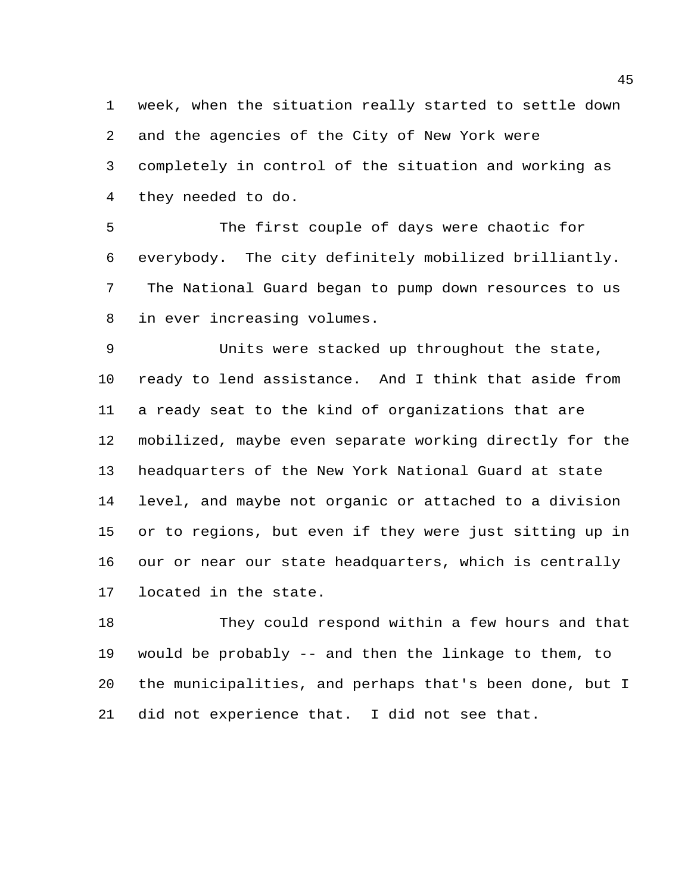week, when the situation really started to settle down and the agencies of the City of New York were completely in control of the situation and working as they needed to do.

The first couple of days were chaotic for everybody. The city definitely mobilized brilliantly. The National Guard began to pump down resources to us in ever increasing volumes.

Units were stacked up throughout the state, ready to lend assistance. And I think that aside from a ready seat to the kind of organizations that are mobilized, maybe even separate working directly for the headquarters of the New York National Guard at state level, and maybe not organic or attached to a division or to regions, but even if they were just sitting up in our or near our state headquarters, which is centrally located in the state.

They could respond within a few hours and that would be probably -- and then the linkage to them, to the municipalities, and perhaps that's been done, but I did not experience that. I did not see that.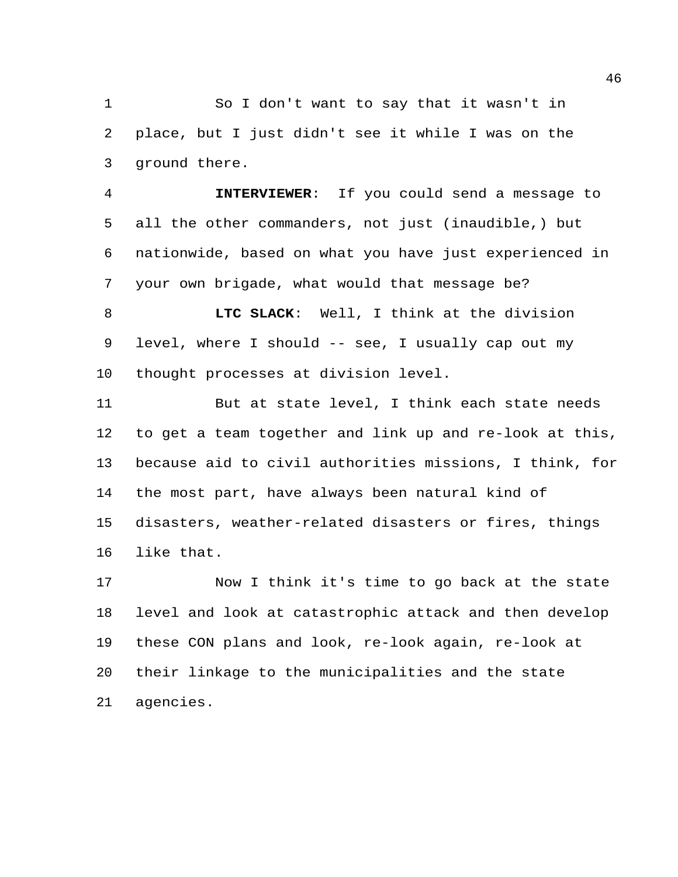So I don't want to say that it wasn't in place, but I just didn't see it while I was on the ground there.

**INTERVIEWER**: If you could send a message to all the other commanders, not just (inaudible,) but nationwide, based on what you have just experienced in your own brigade, what would that message be?

**LTC SLACK**: Well, I think at the division level, where I should -- see, I usually cap out my thought processes at division level.

But at state level, I think each state needs to get a team together and link up and re-look at this, because aid to civil authorities missions, I think, for the most part, have always been natural kind of disasters, weather-related disasters or fires, things like that.

Now I think it's time to go back at the state level and look at catastrophic attack and then develop these CON plans and look, re-look again, re-look at their linkage to the municipalities and the state agencies.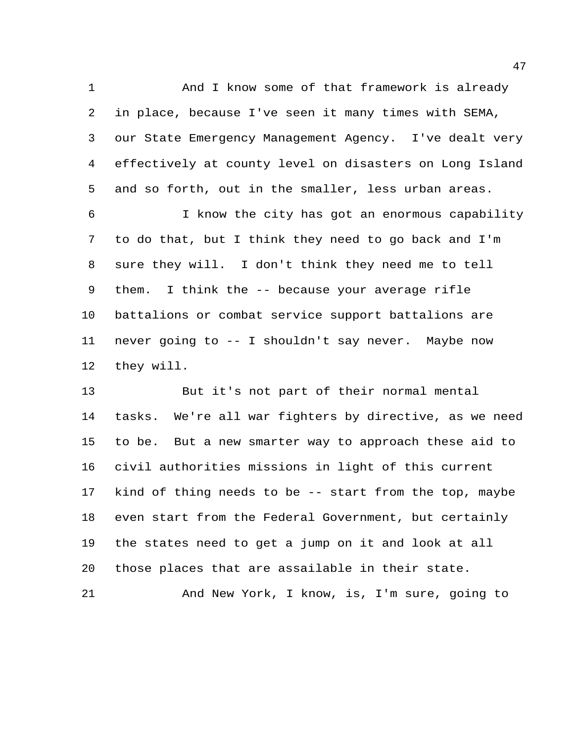And I know some of that framework is already in place, because I've seen it many times with SEMA, our State Emergency Management Agency. I've dealt very effectively at county level on disasters on Long Island and so forth, out in the smaller, less urban areas.

I know the city has got an enormous capability to do that, but I think they need to go back and I'm sure they will. I don't think they need me to tell them. I think the -- because your average rifle battalions or combat service support battalions are never going to -- I shouldn't say never. Maybe now they will.

But it's not part of their normal mental tasks. We're all war fighters by directive, as we need to be. But a new smarter way to approach these aid to civil authorities missions in light of this current kind of thing needs to be -- start from the top, maybe even start from the Federal Government, but certainly the states need to get a jump on it and look at all those places that are assailable in their state.

And New York, I know, is, I'm sure, going to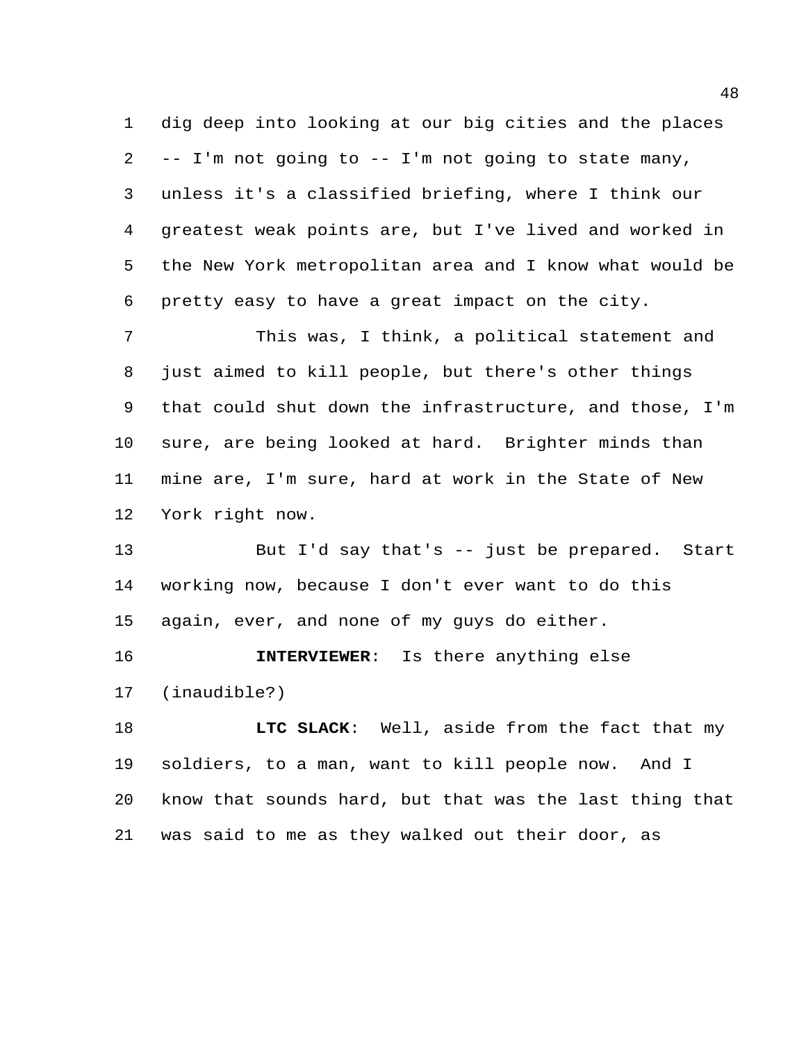dig deep into looking at our big cities and the places -- I'm not going to -- I'm not going to state many, unless it's a classified briefing, where I think our greatest weak points are, but I've lived and worked in the New York metropolitan area and I know what would be pretty easy to have a great impact on the city.

This was, I think, a political statement and just aimed to kill people, but there's other things that could shut down the infrastructure, and those, I'm sure, are being looked at hard. Brighter minds than mine are, I'm sure, hard at work in the State of New York right now.

But I'd say that's -- just be prepared. Start working now, because I don't ever want to do this again, ever, and none of my guys do either.

**INTERVIEWER**: Is there anything else (inaudible?)

**LTC SLACK**: Well, aside from the fact that my soldiers, to a man, want to kill people now. And I know that sounds hard, but that was the last thing that was said to me as they walked out their door, as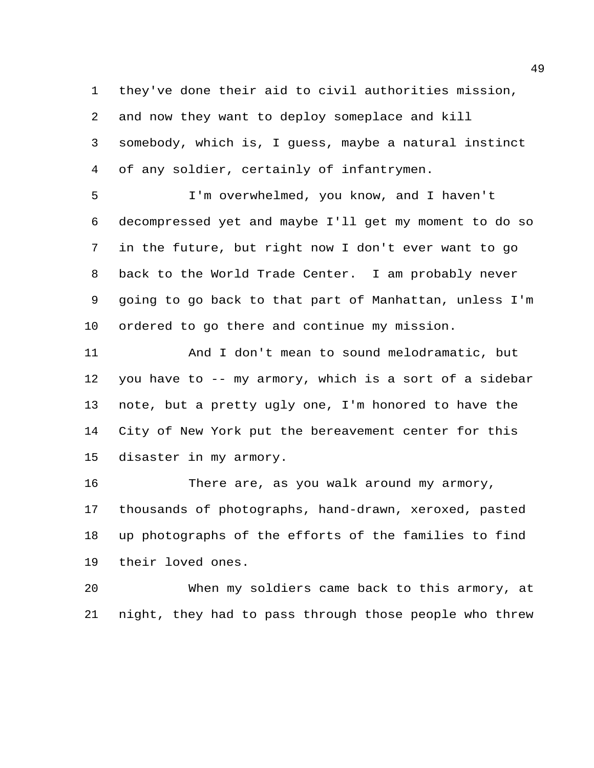they've done their aid to civil authorities mission, and now they want to deploy someplace and kill somebody, which is, I guess, maybe a natural instinct of any soldier, certainly of infantrymen.

I'm overwhelmed, you know, and I haven't decompressed yet and maybe I'll get my moment to do so in the future, but right now I don't ever want to go back to the World Trade Center. I am probably never going to go back to that part of Manhattan, unless I'm ordered to go there and continue my mission.

And I don't mean to sound melodramatic, but you have to -- my armory, which is a sort of a sidebar note, but a pretty ugly one, I'm honored to have the City of New York put the bereavement center for this disaster in my armory.

There are, as you walk around my armory, thousands of photographs, hand-drawn, xeroxed, pasted up photographs of the efforts of the families to find their loved ones.

When my soldiers came back to this armory, at night, they had to pass through those people who threw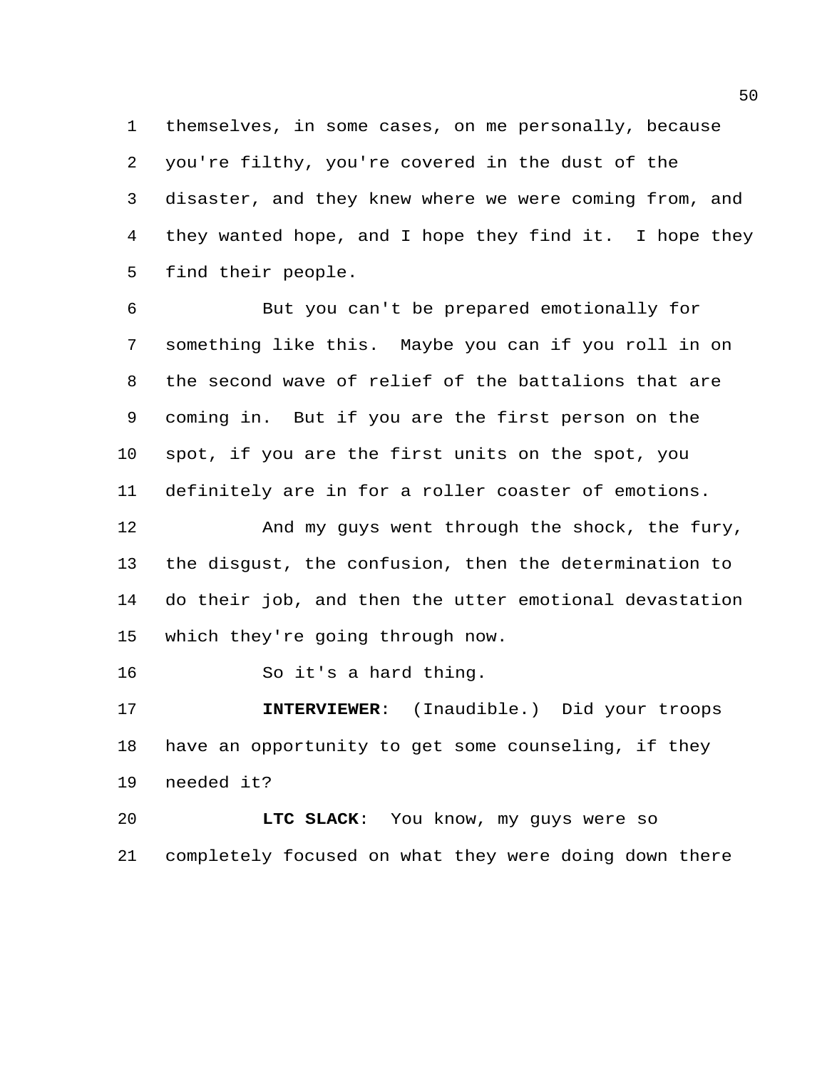themselves, in some cases, on me personally, because you're filthy, you're covered in the dust of the disaster, and they knew where we were coming from, and they wanted hope, and I hope they find it. I hope they find their people.

But you can't be prepared emotionally for something like this. Maybe you can if you roll in on the second wave of relief of the battalions that are coming in. But if you are the first person on the spot, if you are the first units on the spot, you definitely are in for a roller coaster of emotions.

And my guys went through the shock, the fury, the disgust, the confusion, then the determination to do their job, and then the utter emotional devastation which they're going through now.

So it's a hard thing.

**INTERVIEWER**: (Inaudible.) Did your troops have an opportunity to get some counseling, if they needed it?

**LTC SLACK**: You know, my guys were so completely focused on what they were doing down there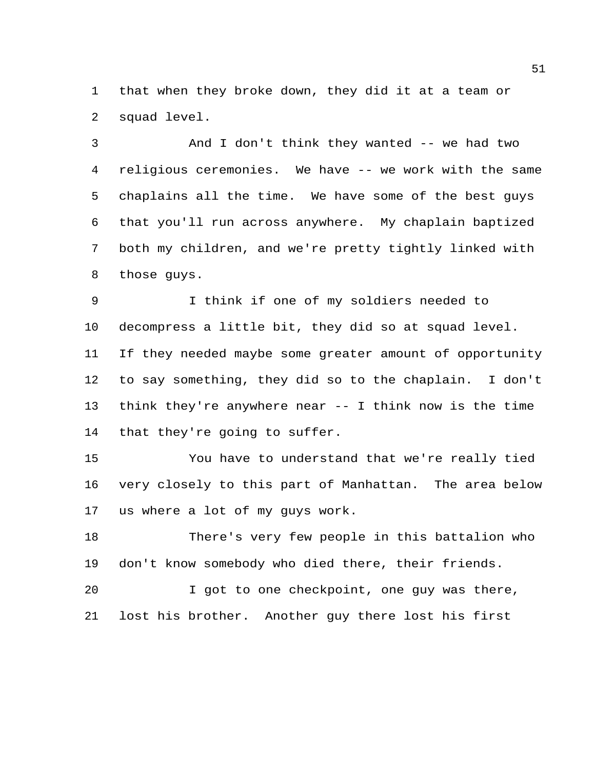that when they broke down, they did it at a team or squad level.

And I don't think they wanted -- we had two religious ceremonies. We have -- we work with the same chaplains all the time. We have some of the best guys that you'll run across anywhere. My chaplain baptized both my children, and we're pretty tightly linked with those guys.

I think if one of my soldiers needed to decompress a little bit, they did so at squad level. If they needed maybe some greater amount of opportunity to say something, they did so to the chaplain. I don't think they're anywhere near -- I think now is the time that they're going to suffer.

You have to understand that we're really tied very closely to this part of Manhattan. The area below us where a lot of my guys work.

There's very few people in this battalion who don't know somebody who died there, their friends.

I got to one checkpoint, one guy was there, lost his brother. Another guy there lost his first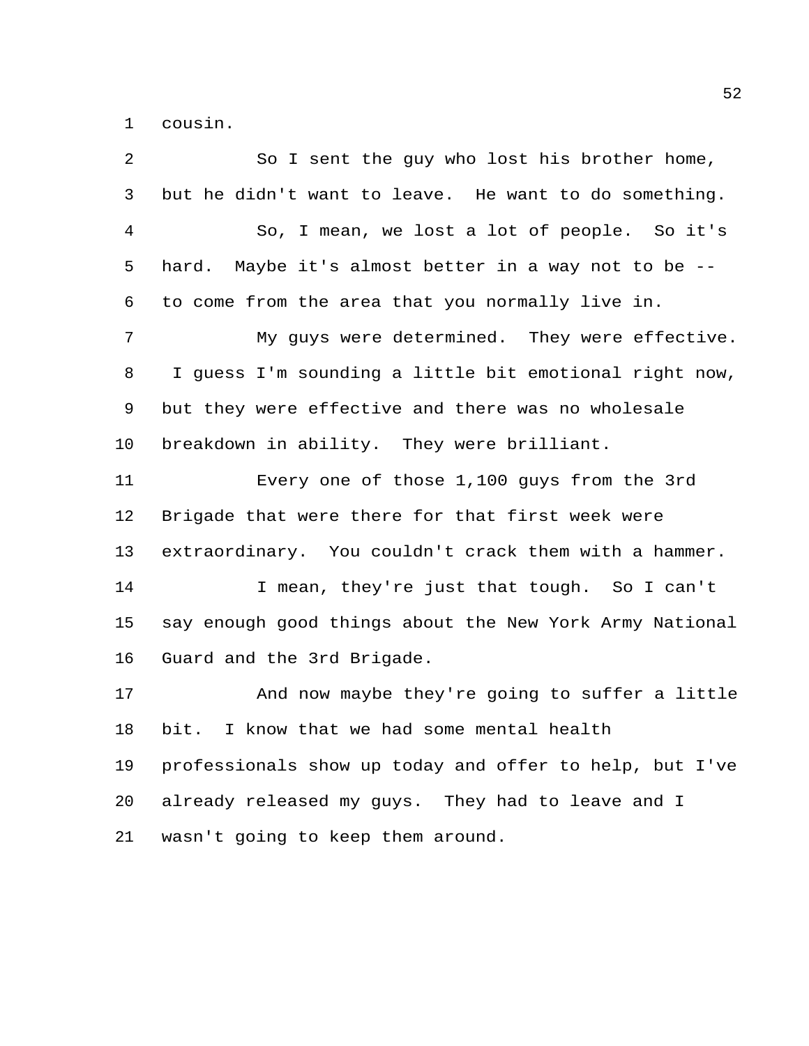cousin.

So I sent the guy who lost his brother home, but he didn't want to leave. He want to do something.

So, I mean, we lost a lot of people. So it's hard. Maybe it's almost better in a way not to be -- to come from the area that you normally live in.

My guys were determined. They were effective. I guess I'm sounding a little bit emotional right now, but they were effective and there was no wholesale breakdown in ability. They were brilliant.

Every one of those 1,100 guys from the 3rd Brigade that were there for that first week were extraordinary. You couldn't crack them with a hammer.

I mean, they're just that tough. So I can't say enough good things about the New York Army National Guard and the 3rd Brigade.

And now maybe they're going to suffer a little bit. I know that we had some mental health professionals show up today and offer to help, but I've already released my guys. They had to leave and I wasn't going to keep them around.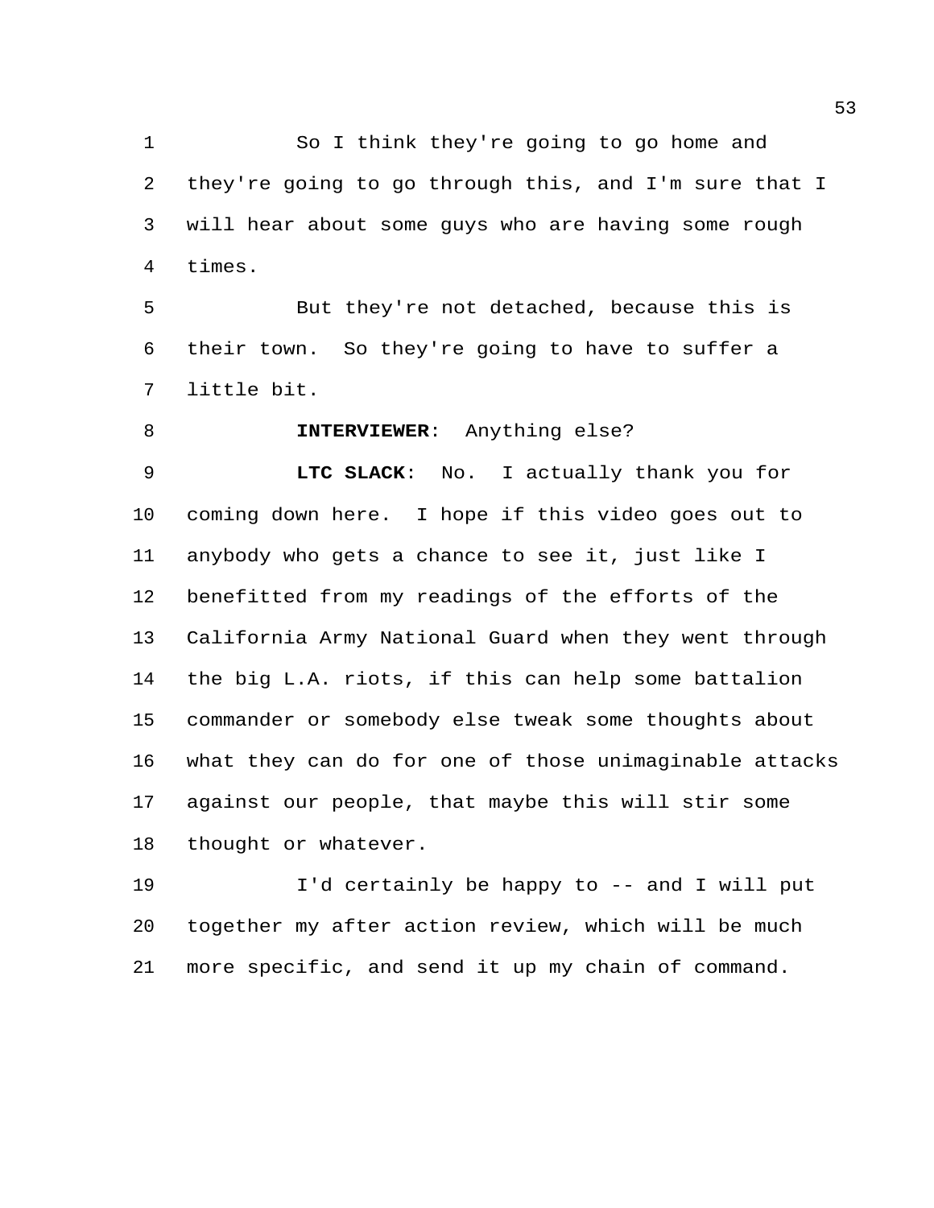So I think they're going to go home and they're going to go through this, and I'm sure that I will hear about some guys who are having some rough times.

But they're not detached, because this is their town. So they're going to have to suffer a little bit.

**INTERVIEWER**: Anything else?

**LTC SLACK**: No. I actually thank you for coming down here. I hope if this video goes out to anybody who gets a chance to see it, just like I benefitted from my readings of the efforts of the California Army National Guard when they went through the big L.A. riots, if this can help some battalion commander or somebody else tweak some thoughts about what they can do for one of those unimaginable attacks against our people, that maybe this will stir some thought or whatever.

I'd certainly be happy to -- and I will put together my after action review, which will be much more specific, and send it up my chain of command.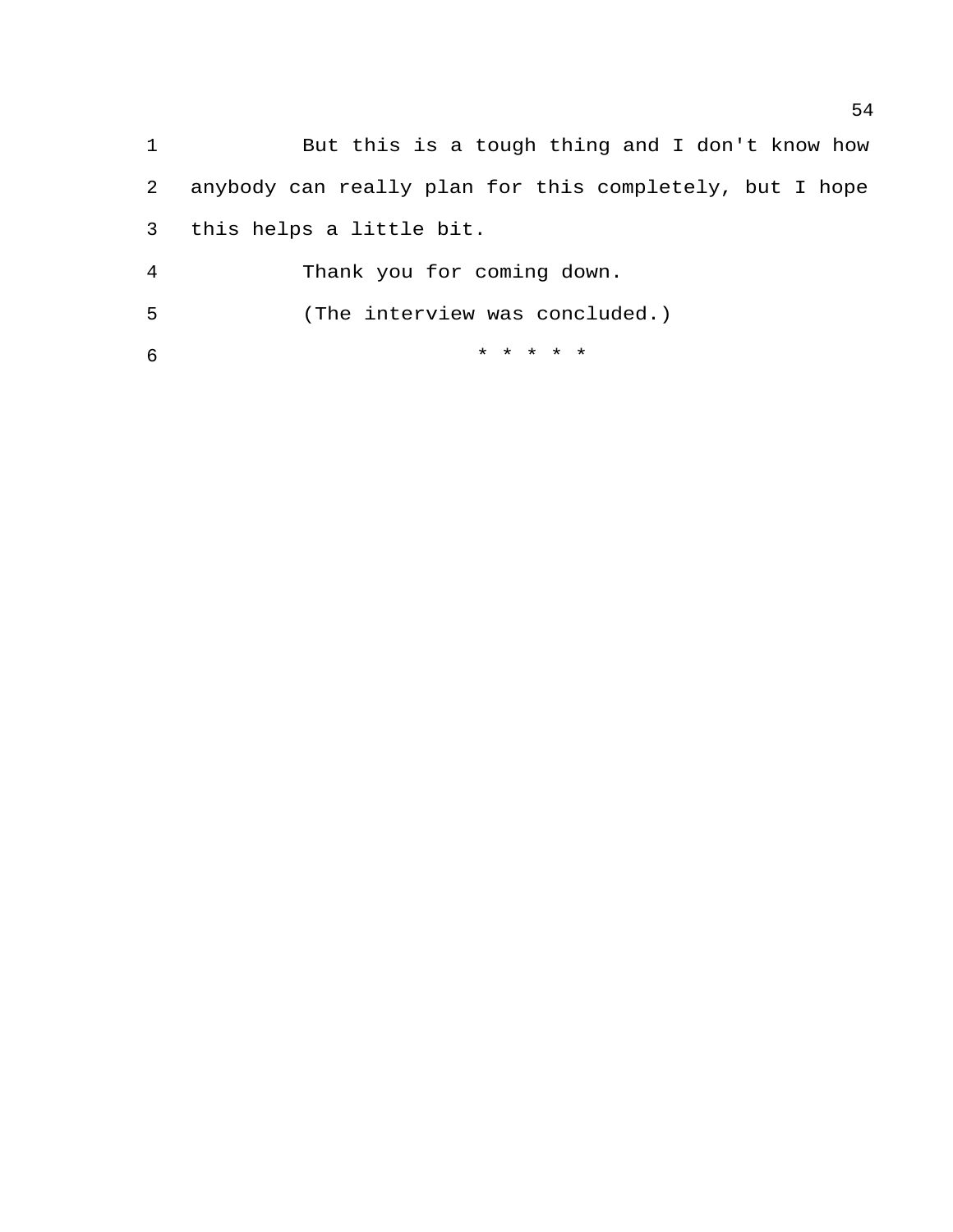But this is a tough thing and I don't know how anybody can really plan for this completely, but I hope this helps a little bit.

Thank you for coming down.

(The interview was concluded.)

* * * * *